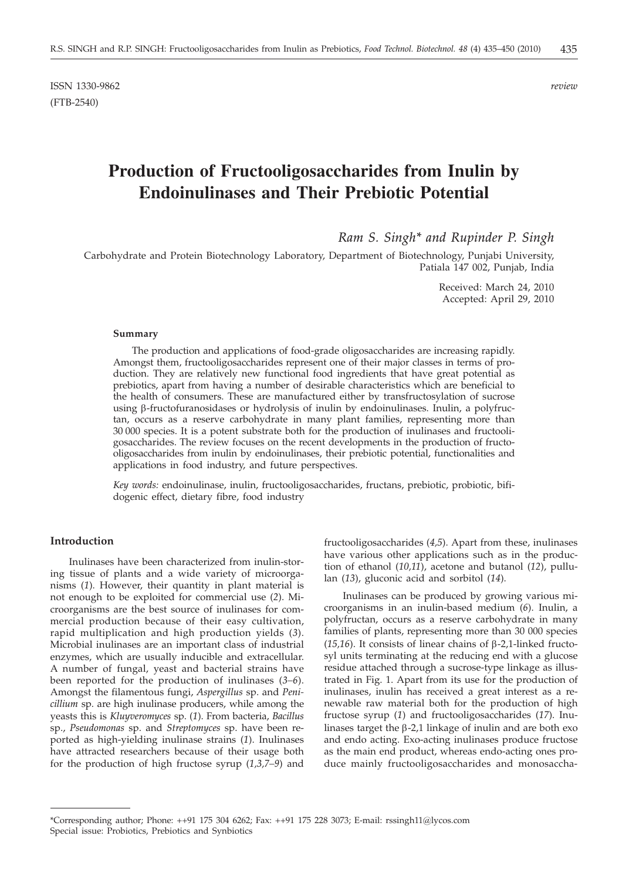ISSN 1330-9862 *review*
(FTB-2540)

# Production of Fructooligosaccharides from Inulin by Endoinulinases and Their Prebiotic Potential

*Ram S. Singh\* and Rupinder P. Singh*

Carbohydrate and Protein Biotechnology Laboratory, Department of Biotechnology, Punjabi University, Patiala 147 002, Punjab, India

Received: March 24, 2010
Accepted: April 29, 2010

### Summary

The production and applications of food-grade oligosaccharides are increasing rapidly. Amongst them, fructooligosaccharides represent one of their major classes in terms of production. They are relatively new functional food ingredients that have great potential as prebiotics, apart from having a number of desirable characteristics which are beneficial to the health of consumers. These are manufactured either by transfructosylation of sucrose using β-fructofuranosidases or hydrolysis of inulin by endoinulinases. Inulin, a polyfructan, occurs as a reserve carbohydrate in many plant families, representing more than 30 000 species. It is a potent substrate both for the production of inulinases and fructooligosaccharides. The review focuses on the recent developments in the production of fructooligosaccharides from inulin by endoinulinases, their prebiotic potential, functionalities and applications in food industry, and future perspectives.

*Key words:* endoinulinase, inulin, fructooligosaccharides, fructans, prebiotic, probiotic, bifidogenic effect, dietary fibre, food industry

## Introduction

Inulinases have been characterized from inulin-storing tissue of plants and a wide variety of microorganisms (*1*). However, their quantity in plant material is not enough to be exploited for commercial use (*2*). Microorganisms are the best source of inulinases for commercial production because of their easy cultivation, rapid multiplication and high production yields (*3*). Microbial inulinases are an important class of industrial enzymes, which are usually inducible and extracellular. A number of fungal, yeast and bacterial strains have been reported for the production of inulinases (*3–6*). Amongst the filamentous fungi, *Aspergillus* sp. and *Penicillium* sp. are high inulinase producers, while among the yeasts this is *Kluyveromyces* sp. (*1*). From bacteria, *Bacillus* sp., *Pseudomonas* sp. and *Streptomyces* sp. have been reported as high-yielding inulinase strains (*1*). Inulinases have attracted researchers because of their usage both for the production of high fructose syrup (*1,3,7–9*) and fructooligosaccharides (*4,5*). Apart from these, inulinases have various other applications such as in the production of ethanol (*10,11*), acetone and butanol (*12*), pullulan (*13*), gluconic acid and sorbitol (*14*).

Inulinases can be produced by growing various microorganisms in an inulin-based medium (*6*). Inulin, a polyfructan, occurs as a reserve carbohydrate in many families of plants, representing more than 30 000 species (*15,16*). It consists of linear chains of β-2,1-linked fructosyl units terminating at the reducing end with a glucose residue attached through a sucrose-type linkage as illustrated in Fig. 1. Apart from its use for the production of inulinases, inulin has received a great interest as a renewable raw material both for the production of high fructose syrup (*1*) and fructooligosaccharides (*17*). Inulinases target the β-2,1 linkage of inulin and are both exo and endo acting. Exo-acting inulinases produce fructose as the main end product, whereas endo-acting ones produce mainly fructooligosaccharides and monosaccha-

---

\*Corresponding author; Phone: ++91 175 304 6262; Fax: ++91 175 228 3073; E-mail: rssingh11@lycos.com
Special issue: Probiotics, Prebiotics and Synbiotics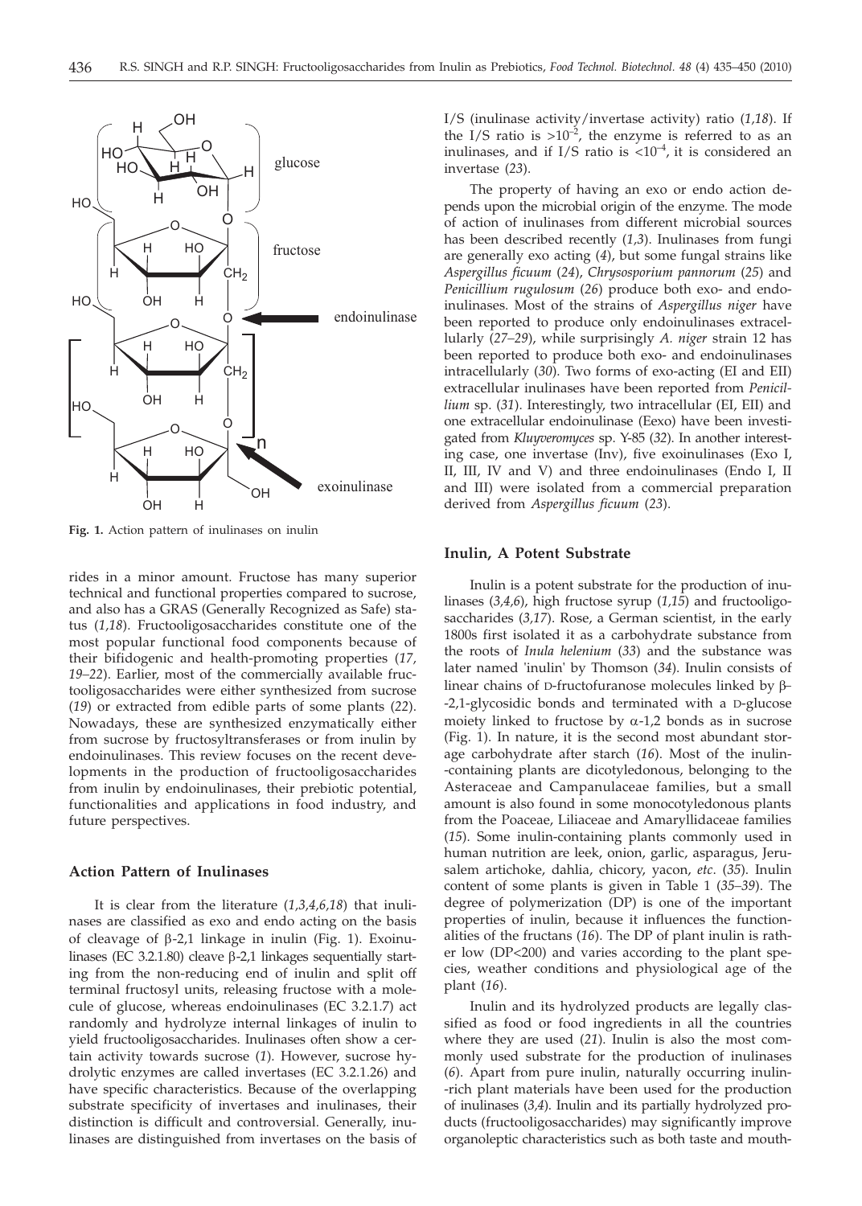Fig. 1. Action pattern of inulinases on inulin

rides in a minor amount. Fructose has many superior technical and functional properties compared to sucrose, and also has a GRAS (Generally Recognized as Safe) status (*1,18*). Fructooligosaccharides constitute one of the most popular functional food components because of their bifidogenic and health-promoting properties (*17, 19–22*). Earlier, most of the commercially available fructooligosaccharides were either synthesized from sucrose (*19*) or extracted from edible parts of some plants (*22*). Nowadays, these are synthesized enzymatically either from sucrose by fructosyltransferases or from inulin by endoinulinases. This review focuses on the recent developments in the production of fructooligosaccharides from inulin by endoinulinases, their prebiotic potential, functionalities and applications in food industry, and future perspectives.

## Action Pattern of Inulinases

It is clear from the literature (*1,3,4,6,18*) that inulinases are classified as exo and endo acting on the basis of cleavage of β-2,1 linkage in inulin (Fig. 1). Exoinulinases (EC 3.2.1.80) cleave β-2,1 linkages sequentially starting from the non-reducing end of inulin and split off terminal fructosyl units, releasing fructose with a molecule of glucose, whereas endoinulinases (EC 3.2.1.7) act randomly and hydrolyze internal linkages of inulin to yield fructooligosaccharides. Inulinases often show a certain activity towards sucrose (*1*). However, sucrose hydrolytic enzymes are called invertases (EC 3.2.1.26) and have specific characteristics. Because of the overlapping substrate specificity of invertases and inulinases, their distinction is difficult and controversial. Generally, inulinases are distinguished from invertases on the basis of I/S (inulinase activity/invertase activity) ratio (*1,18*). If the I/S ratio is $>10^{-2}$, the enzyme is referred to as an inulinases, and if I/S ratio is $<10^{-4}$, it is considered an invertase (*23*).

The property of having an exo or endo action depends upon the microbial origin of the enzyme. The mode of action of inulinases from different microbial sources has been described recently (*1,3*). Inulinases from fungi are generally exo acting (*4*), but some fungal strains like *Aspergillus ficuum* (*24*), *Chrysosporium pannorum* (*25*) and *Penicillium rugulosum* (*26*) produce both exo- and endoinulinases. Most of the strains of *Aspergillus niger* have been reported to produce only endoinulinases extracellularly (*27–29*), while surprisingly *A. niger* strain 12 has been reported to produce both exo- and endoinulinases intracellularly (*30*). Two forms of exo-acting (EI and EII) extracellular inulinases have been reported from *Penicillium* sp. (*31*). Interestingly, two intracellular (EI, EII) and one extracellular endoinulinase (Eexo) have been investigated from *Kluyveromyces* sp. Y-85 (*32*). In another interesting case, one invertase (Inv), five exoinulinases (Exo I, II, III, IV and V) and three endoinulinases (Endo I, II and III) were isolated from a commercial preparation derived from *Aspergillus ficuum* (*23*).

## Inulin, A Potent Substrate

Inulin is a potent substrate for the production of inulinases (*3,4,6*), high fructose syrup (*1,15*) and fructooligosaccharides (*3,17*). Rose, a German scientist, in the early 1800s first isolated it as a carbohydrate substance from the roots of *Inula helenium* (*33*) and the substance was later named 'inulin' by Thomson (*34*). Inulin consists of linear chains of D-fructofuranose molecules linked by β-2,1-glycosidic bonds and terminated with a D-glucose moiety linked to fructose by α-1,2 bonds as in sucrose (Fig. 1). In nature, it is the second most abundant storage carbohydrate after starch (*16*). Most of the inulin-containing plants are dicotyledonous, belonging to the Asteraceae and Campanulaceae families, but a small amount is also found in some monocotyledonous plants from the Poaceae, Liliaceae and Amaryllidaceae families (*15*). Some inulin-containing plants commonly used in human nutrition are leek, onion, garlic, asparagus, Jerusalem artichoke, dahlia, chicory, yacon, *etc.* (*35*). Inulin content of some plants is given in Table 1 (*35–39*). The degree of polymerization (DP) is one of the important properties of inulin, because it influences the functionalities of the fructans (*16*). The DP of plant inulin is rather low (DP<200) and varies according to the plant species, weather conditions and physiological age of the plant (*16*).

Inulin and its hydrolyzed products are legally classified as food or food ingredients in all the countries where they are used (*21*). Inulin is also the most commonly used substrate for the production of inulinases (*6*). Apart from pure inulin, naturally occurring inulin-rich plant materials have been used for the production of inulinases (*3,4*). Inulin and its partially hydrolyzed products (fructooligosaccharides) may significantly improve organoleptic characteristics such as both taste and mouth-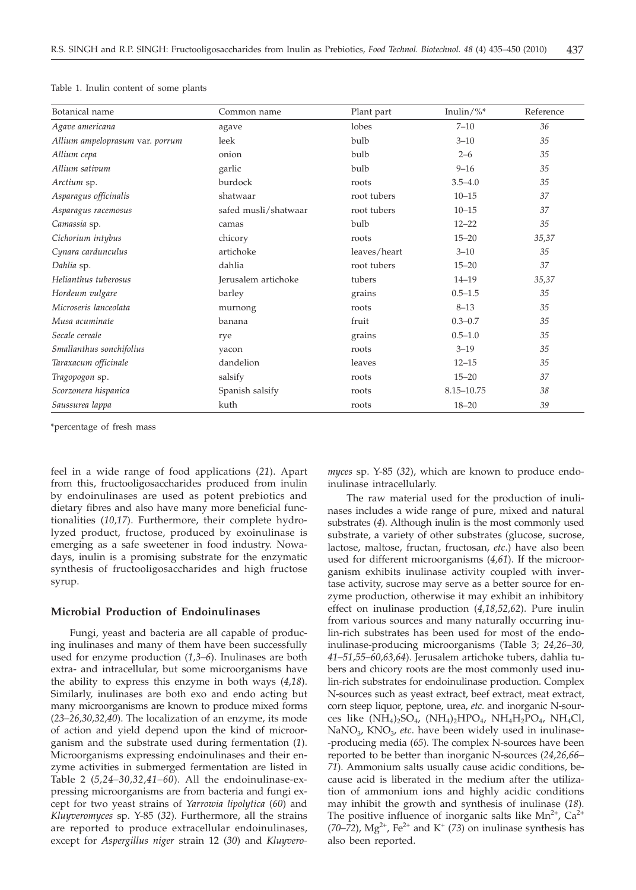Table 1. Inulin content of some plants

| Botanical name | Common name | Plant part | Inulin/%* | Reference |
|---|---|---|---|---|
| *Agave americana* | agave | lobes | 7–10 | 36 |
| *Allium ampeloprasum* var. *porrum* | leek | bulb | 3–10 | 35 |
| *Allium cepa* | onion | bulb | 2–6 | 35 |
| *Allium sativum* | garlic | bulb | 9–16 | 35 |
| *Arctium* sp. | burdock | roots | 3.5–4.0 | 35 |
| *Asparagus officinalis* | shatwaar | root tubers | 10–15 | 37 |
| *Asparagus racemosus* | safed musli/shatwaar | root tubers | 10–15 | 37 |
| *Camassia* sp. | camas | bulb | 12–22 | 35 |
| *Cichorium intybus* | chicory | roots | 15–20 | 35,37 |
| *Cynara cardunculus* | artichoke | leaves/heart | 3–10 | 35 |
| *Dahlia* sp. | dahlia | root tubers | 15–20 | 37 |
| *Helianthus tuberosus* | Jerusalem artichoke | tubers | 14–19 | 35,37 |
| *Hordeum vulgare* | barley | grains | 0.5–1.5 | 35 |
| *Microseris lanceolata* | murnong | roots | 8–13 | 35 |
| *Musa acuminate* | banana | fruit | 0.3–0.7 | 35 |
| *Secale cereale* | rye | grains | 0.5–1.0 | 35 |
| *Smallanthus sonchifolius* | yacon | roots | 3–19 | 35 |
| *Taraxacum officinale* | dandelion | leaves | 12–15 | 35 |
| *Tragopogon* sp. | salsify | roots | 15–20 | 37 |
| *Scorzonera hispanica* | Spanish salsify | roots | 8.15–10.75 | 38 |
| *Saussurea lappa* | kuth | roots | 18–20 | 39 |

*percentage of fresh mass

feel in a wide range of food applications (*21*). Apart from this, fructooligosaccharides produced from inulin by endoinulinases are used as potent prebiotics and dietary fibres and also have many more beneficial functionalities (*10,17*). Furthermore, their complete hydrolyzed product, fructose, produced by exoinulinase is emerging as a safe sweetener in food industry. Nowadays, inulin is a promising substrate for the enzymatic synthesis of fructooligosaccharides and high fructose syrup.

## Microbial Production of Endoinulinases

Fungi, yeast and bacteria are all capable of producing inulinases and many of them have been successfully used for enzyme production (*1,3–6*). Inulinases are both extra- and intracellular, but some microorganisms have the ability to express this enzyme in both ways (*4,18*). Similarly, inulinases are both exo and endo acting but many microorganisms are known to produce mixed forms (*23–26,30,32,40*). The localization of an enzyme, its mode of action and yield depend upon the kind of microorganism and the substrate used during fermentation (*1*). Microorganisms expressing endoinulinases and their enzyme activities in submerged fermentation are listed in Table 2 (*5,24–30,32,41–60*). All the endoinulinase-expressing microorganisms are from bacteria and fungi except for two yeast strains of *Yarrowia lipolytica* (*60*) and *Kluyveromyces* sp. Y-85 (*32*). Furthermore, all the strains are reported to produce extracellular endoinulinases, except for *Aspergillus niger* strain 12 (*30*) and *Kluyveromyces* sp. Y-85 (*32*), which are known to produce endoinulinase intracellularly.

The raw material used for the production of inulinases includes a wide range of pure, mixed and natural substrates (*4*). Although inulin is the most commonly used substrate, a variety of other substrates (glucose, sucrose, lactose, maltose, fructan, fructosan, *etc.*) have also been used for different microorganisms (*4,61*). If the microorganism exhibits inulinase activity coupled with invertase activity, sucrose may serve as a better source for enzyme production, otherwise it may exhibit an inhibitory effect on inulinase production (*4,18,52,62*). Pure inulin from various sources and many naturally occurring inulin-rich substrates has been used for most of the endoinulinase-producing microorganisms (Table 3; *24,26–30,41–51,55–60,63,64*). Jerusalem artichoke tubers, dahlia tubers and chicory roots are the most commonly used inulin-rich substrates for endoinulinase production. Complex N-sources such as yeast extract, beef extract, meat extract, corn steep liquor, peptone, urea, *etc.* and inorganic N-sources like $(NH_4)_2SO_4$, $(NH_4)_2HPO_4$, $NH_4H_2PO_4$, $NH_4Cl$, $NaNO_3$, $KNO_3$, *etc*. have been widely used in inulinase-producing media (*65*). The complex N-sources have been reported to be better than inorganic N-sources (*24,26,66–71*). Ammonium salts usually cause acidic conditions, because acid is liberated in the medium after the utilization of ammonium ions and highly acidic conditions may inhibit the growth and synthesis of inulinase (*18*). The positive influence of inorganic salts like $Mn^{2+}$, $Ca^{2+}$ (*70–72*), $Mg^{2+}$, $Fe^{2+}$ and $K^{+}$ (*73*) on inulinase synthesis has also been reported.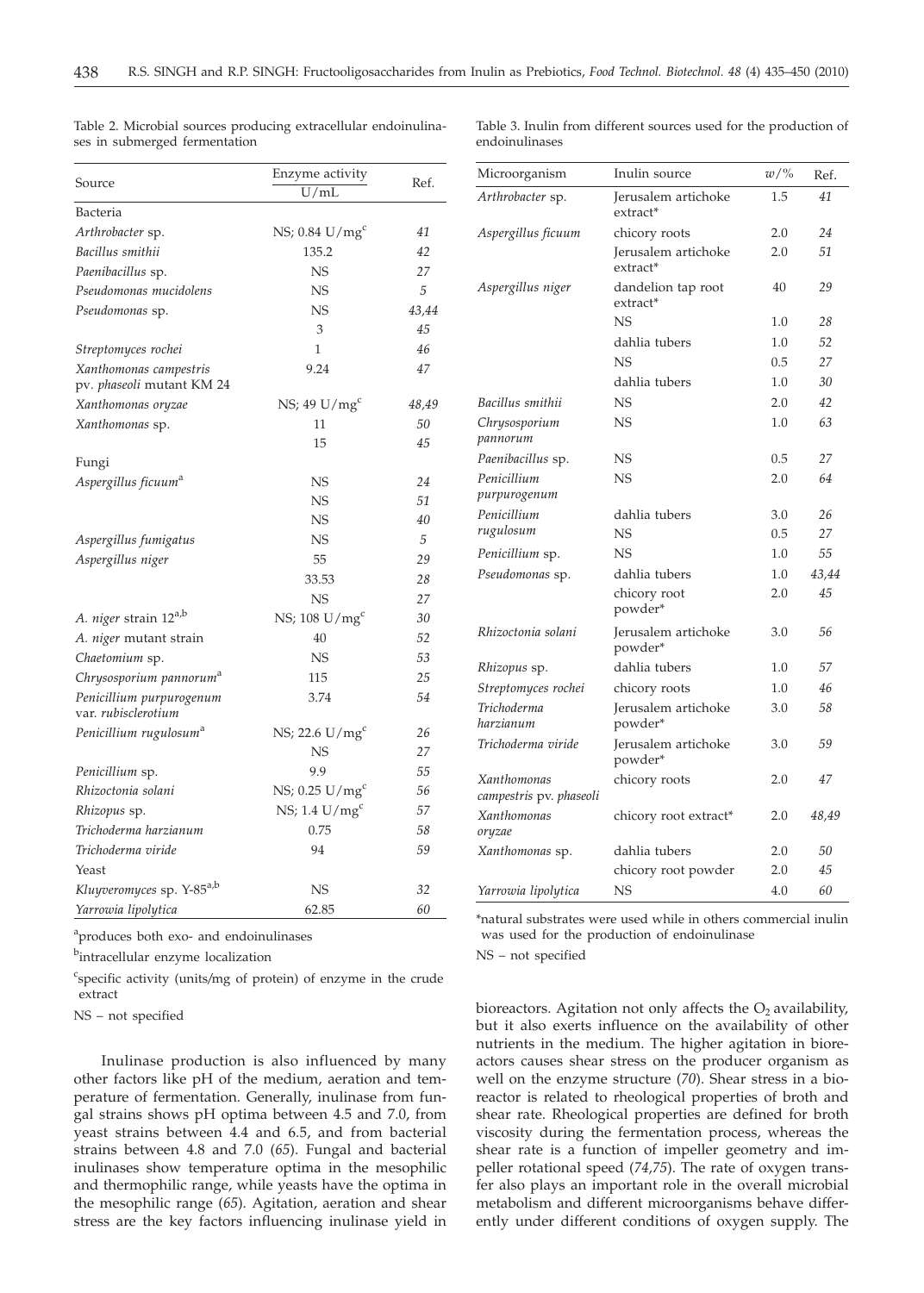Table 2. Microbial sources producing extracellular endoinulinases in submerged fermentation

| Source | Enzyme activity U/mL | Ref. |
|---|---|---|
| Bacteria | | |
| *Arthrobacter* sp. | NS; 0.84 U/mg[c] | *41* |
| *Bacillus smithii* | 135.2 | *42* |
| *Paenibacillus* sp. | NS | *27* |
| *Pseudomonas mucidolens* | NS | *5* |
| *Pseudomonas* sp. | NS | *43,44* |
| | 3 | *45* |
| *Streptomyces rochei* | 1 | *46* |
| *Xanthomonas campestris* pv. *phaseoli* mutant KM 24 | 9.24 | *47* |
| *Xanthomonas oryzae* | NS; 49 U/mg[c] | *48,49* |
| *Xanthomonas* sp. | 11 | *50* |
| | 15 | *45* |
| Fungi | | |
| *Aspergillus ficuum*[a] | NS | *24* |
| | NS | *51* |
| | NS | *40* |
| *Aspergillus fumigatus* | NS | *5* |
| *Aspergillus niger* | 55 | *29* |
| | 33.53 | *28* |
| | NS | *27* |
| *A. niger* strain 12[a,b] | NS; 108 U/mg[c] | *30* |
| *A. niger* mutant strain | 40 | *52* |
| *Chaetomium* sp. | NS | *53* |
| *Chrysosporium pannorum*[a] | 115 | *25* |
| *Penicillium purpurogenum* var. *rubisclerotium* | 3.74 | *54* |
| *Penicillium rugulosum*[a] | NS; 22.6 U/mg[c] | *26* |
| | NS | *27* |
| *Penicillium* sp. | 9.9 | *55* |
| *Rhizoctonia solani* | NS; 0.25 U/mg[c] | *56* |
| *Rhizopus* sp. | NS; 1.4 U/mg[c] | *57* |
| *Trichoderma harzianum* | 0.75 | *58* |
| *Trichoderma viride* | 94 | *59* |
| Yeast | | |
| *Kluyveromyces* sp. Y-85[a,b] | NS | *32* |
| *Yarrowia lipolytica* | 62.85 | *60* |

[a]produces both exo- and endoinulinases

[b]intracellular enzyme localization

[c]specific activity (units/mg of protein) of enzyme in the crude extract

NS – not specified

Inulinase production is also influenced by many other factors like pH of the medium, aeration and temperature of fermentation. Generally, inulinase from fungal strains shows pH optima between 4.5 and 7.0, from yeast strains between 4.4 and 6.5, and from bacterial strains between 4.8 and 7.0 (*65*). Fungal and bacterial inulinases show temperature optima in the mesophilic and thermophilic range, while yeasts have the optima in the mesophilic range (*65*). Agitation, aeration and shear stress are the key factors influencing inulinase yield in bioreactors. Agitation not only affects the $O_2$ availability, but it also exerts influence on the availability of other nutrients in the medium. The higher agitation in bioreactors causes shear stress on the producer organism as well on the enzyme structure (*70*). Shear stress in a bioreactor is related to rheological properties of broth and shear rate. Rheological properties are defined for broth viscosity during the fermentation process, whereas the shear rate is a function of impeller geometry and impeller rotational speed (*74,75*). The rate of oxygen transfer also plays an important role in the overall microbial metabolism and different microorganisms behave differently under different conditions of oxygen supply. The

Table 3. Inulin from different sources used for the production of endoinulinases

| Microorganism | Inulin source | $w$/% | Ref. |
|---|---|---|---|
| *Arthrobacter* sp. | Jerusalem artichoke extract* | 1.5 | *41* |
| *Aspergillus ficuum* | chicory roots | 2.0 | *24* |
| | Jerusalem artichoke extract* | 2.0 | *51* |
| *Aspergillus niger* | dandelion tap root extract* | 40 | *29* |
| | NS | 1.0 | *28* |
| | dahlia tubers | 1.0 | *52* |
| | NS | 0.5 | *27* |
| | dahlia tubers | 1.0 | *30* |
| *Bacillus smithii* | NS | 2.0 | *42* |
| *Chrysosporium pannorum* | NS | 1.0 | *63* |
| *Paenibacillus* sp. | NS | 0.5 | *27* |
| *Penicillium purpurogenum* | NS | 2.0 | *64* |
| *Penicillium rugulosum* | dahlia tubers | 3.0 | *26* |
| | NS | 0.5 | *27* |
| *Penicillium* sp. | NS | 1.0 | *55* |
| *Pseudomonas* sp. | dahlia tubers | 1.0 | *43,44* |
| | chicory root powder* | 2.0 | *45* |
| *Rhizoctonia solani* | Jerusalem artichoke powder* | 3.0 | *56* |
| *Rhizopus* sp. | dahlia tubers | 1.0 | *57* |
| *Streptomyces rochei* | chicory roots | 1.0 | *46* |
| *Trichoderma harzianum* | Jerusalem artichoke powder* | 3.0 | *58* |
| *Trichoderma viride* | Jerusalem artichoke powder* | 3.0 | *59* |
| *Xanthomonas campestris* pv. *phaseoli* | chicory roots | 2.0 | *47* |
| *Xanthomonas oryzae* | chicory root extract* | 2.0 | *48,49* |
| *Xanthomonas* sp. | dahlia tubers | 2.0 | *50* |
| | chicory root powder | 2.0 | *45* |
| *Yarrowia lipolytica* | NS | 4.0 | *60* |

*natural substrates were used while in others commercial inulin was used for the production of endoinulinase

NS – not specified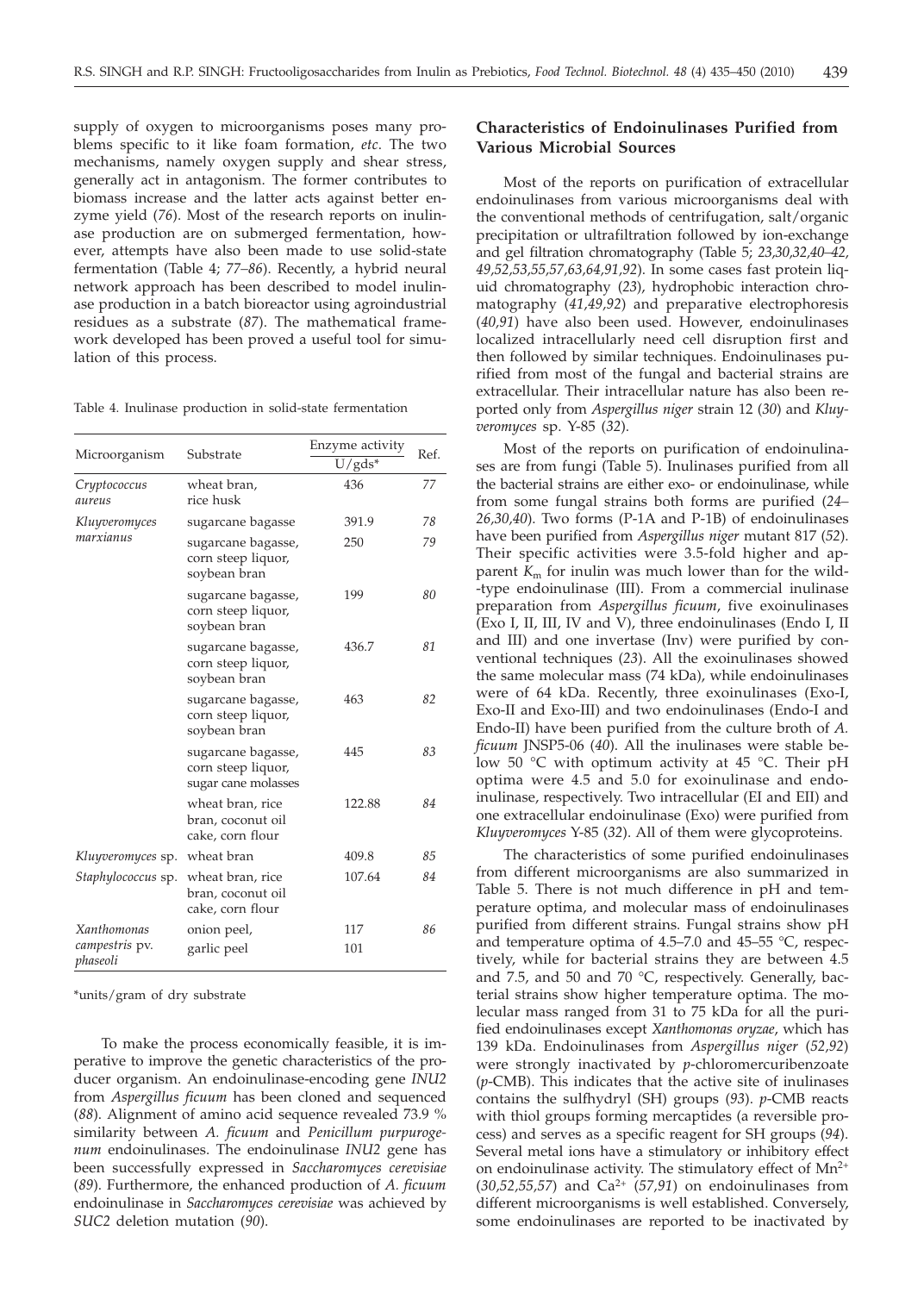supply of oxygen to microorganisms poses many problems specific to it like foam formation, *etc*. The two mechanisms, namely oxygen supply and shear stress, generally act in antagonism. The former contributes to biomass increase and the latter acts against better enzyme yield (*76*). Most of the research reports on inulinase production are on submerged fermentation, however, attempts have also been made to use solid-state fermentation (Table 4; *77–86*). Recently, a hybrid neural network approach has been described to model inulinase production in a batch bioreactor using agroindustrial residues as a substrate (*87*). The mathematical framework developed has been proved a useful tool for simulation of this process.

Table 4. Inulinase production in solid-state fermentation

| Microorganism | Substrate | Enzyme activity U/gds* | Ref. |
|---|---|---|---|
| *Cryptococcus aureus* | wheat bran, rice husk | 436 | *77* |
| *Kluyveromyces marxianus* | sugarcane bagasse | 391.9 | *78* |
| | sugarcane bagasse, corn steep liquor, soybean bran | 250 | *79* |
| | sugarcane bagasse, corn steep liquor, soybean bran | 199 | *80* |
| | sugarcane bagasse, corn steep liquor, soybean bran | 436.7 | *81* |
| | sugarcane bagasse, corn steep liquor, soybean bran | 463 | *82* |
| | sugarcane bagasse, corn steep liquor, sugar cane molasses | 445 | *83* |
| | wheat bran, rice bran, coconut oil cake, corn flour | 122.88 | *84* |
| *Kluyveromyces* sp. | wheat bran | 409.8 | *85* |
| *Staphylococcus* sp. | wheat bran, rice bran, coconut oil cake, corn flour | 107.64 | *84* |
| *Xanthomonas campestris* pv. *phaseoli* | onion peel, | 117 | *86* |
| | garlic peel | 101 | |

*units/gram of dry substrate

To make the process economically feasible, it is imperative to improve the genetic characteristics of the producer organism. An endoinulinase-encoding gene *INU2* from *Aspergillus ficuum* has been cloned and sequenced (*88*). Alignment of amino acid sequence revealed 73.9 % similarity between *A. ficuum* and *Penicillum purpurogenum* endoinulinases. The endoinulinase *INU2* gene has been successfully expressed in *Saccharomyces cerevisiae* (*89*). Furthermore, the enhanced production of *A. ficuum* endoinulinase in *Saccharomyces cerevisiae* was achieved by *SUC2* deletion mutation (*90*).

## Characteristics of Endoinulinases Purified from Various Microbial Sources

Most of the reports on purification of extracellular endoinulinases from various microorganisms deal with the conventional methods of centrifugation, salt/organic precipitation or ultrafiltration followed by ion-exchange and gel filtration chromatography (Table 5; *23,30,32,40–42, 49,52,53,55,57,63,64,91,92*). In some cases fast protein liquid chromatography (*23*), hydrophobic interaction chromatography (*41,49,92*) and preparative electrophoresis (*40,91*) have also been used. However, endoinulinases localized intracellularly need cell disruption first and then followed by similar techniques. Endoinulinases purified from most of the fungal and bacterial strains are extracellular. Their intracellular nature has also been reported only from *Aspergillus niger* strain 12 (*30*) and *Kluyveromyces* sp. Y-85 (*32*).

Most of the reports on purification of endoinulinases are from fungi (Table 5). Inulinases purified from all the bacterial strains are either exo- or endoinulinase, while from some fungal strains both forms are purified (*24–26,30,40*). Two forms (P-1A and P-1B) of endoinulinases have been purified from *Aspergillus niger* mutant 817 (*52*). Their specific activities were 3.5-fold higher and apparent $K_m$ for inulin was much lower than for the wild-type endoinulinase (III). From a commercial inulinase preparation from *Aspergillus ficuum*, five exoinulinases (Exo I, II, III, IV and V), three endoinulinases (Endo I, II and III) and one invertase (Inv) were purified by conventional techniques (*23*). All the exoinulinases showed the same molecular mass (74 kDa), while endoinulinases were of 64 kDa. Recently, three exoinulinases (Exo-I, Exo-II and Exo-III) and two endoinulinases (Endo-I and Endo-II) have been purified from the culture broth of *A. ficuum* JNSP5-06 (*40*). All the inulinases were stable below 50 °C with optimum activity at 45 °C. Their pH optima were 4.5 and 5.0 for exoinulinase and endoinulinase, respectively. Two intracellular (EI and EII) and one extracellular endoinulinase (Exo) were purified from *Kluyveromyces* Y-85 (*32*). All of them were glycoproteins.

The characteristics of some purified endoinulinases from different microorganisms are also summarized in Table 5. There is not much difference in pH and temperature optima, and molecular mass of endoinulinases purified from different strains. Fungal strains show pH and temperature optima of 4.5–7.0 and 45–55 °C, respectively, while for bacterial strains they are between 4.5 and 7.5, and 50 and 70 °C, respectively. Generally, bacterial strains show higher temperature optima. The molecular mass ranged from 31 to 75 kDa for all the purified endoinulinases except *Xanthomonas oryzae*, which has 139 kDa. Endoinulinases from *Aspergillus niger* (*52,92*) were strongly inactivated by *p*-chloromercuribenzoate (*p*-CMB). This indicates that the active site of inulinases contains the sulfhydryl (SH) groups (*93*). *p*-CMB reacts with thiol groups forming mercaptides (a reversible process) and serves as a specific reagent for SH groups (*94*). Several metal ions have a stimulatory or inhibitory effect on endoinulinase activity. The stimulatory effect of $Mn^{2+}$ (*30,52,55,57*) and $Ca^{2+}$ (*57,91*) on endoinulinases from different microorganisms is well established. Conversely, some endoinulinases are reported to be inactivated by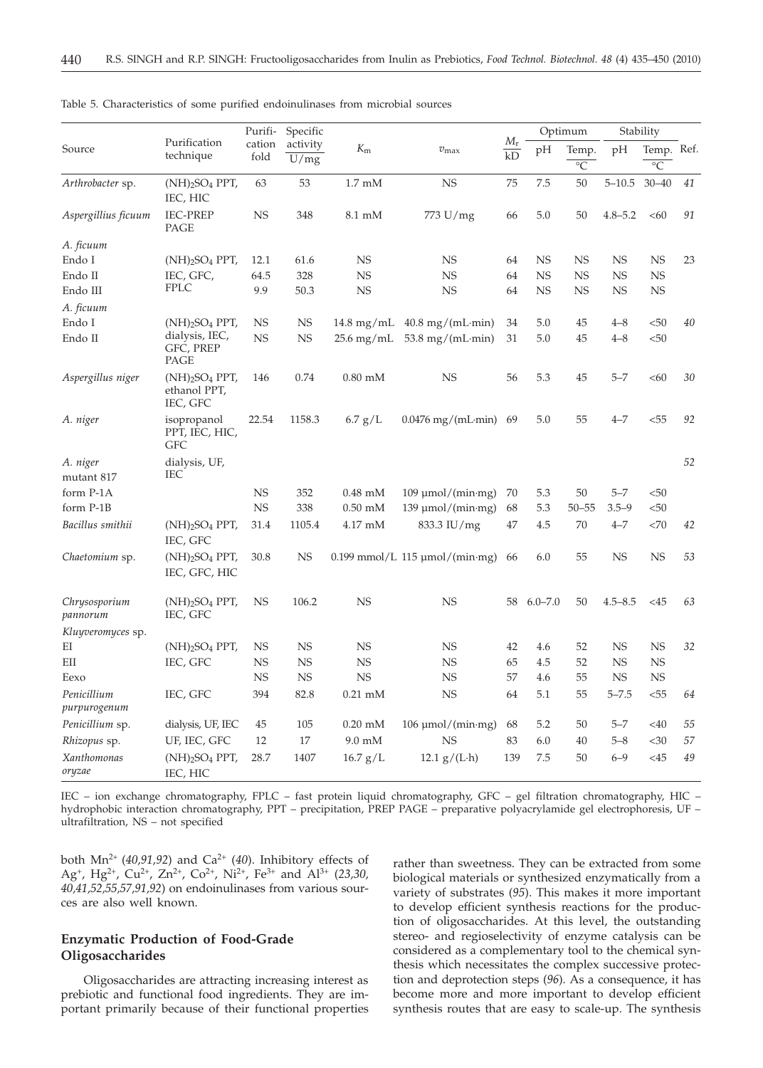Table 5. Characteristics of some purified endoinulinases from microbial sources

| Source | Purification technique | Purification fold | Specific activity U/mg | $K_m$ | $v_{max}$ | $M_r$/kD | Optimum pH | Optimum Temp./°C | Stability pH | Stability Temp./°C | Ref. |
|---|---|---|---|---|---|---|---|---|---|---|---|
| *Arthrobacter* sp. | $(NH)_2SO_4$ PPT, IEC, HIC | 63 | 53 | 1.7 mM | NS | 75 | 7.5 | 50 | 5–10.5 | 30–40 | *41* |
| *Aspergillius ficuum* | IEC-PREP PAGE | NS | 348 | 8.1 mM | 773 U/mg | 66 | 5.0 | 50 | 4.8–5.2 | <60 | *91* |
| *A. ficuum* | | | | | | | | | | | |
| Endo I | $(NH)_2SO_4$ PPT, IEC, GFC, FPLC | 12.1 | 61.6 | NS | NS | 64 | NS | NS | NS | NS | 23 |
| Endo II | | 64.5 | 328 | NS | NS | 64 | NS | NS | NS | NS | |
| Endo III | | 9.9 | 50.3 | NS | NS | 64 | NS | NS | NS | NS | |
| *A. ficuum* | | | | | | | | | | | |
| Endo I | $(NH)_2SO_4$ PPT, dialysis, IEC, GFC, PREP PAGE | NS | NS | 14.8 mg/mL | 40.8 mg/(mL·min) | 34 | 5.0 | 45 | 4–8 | <50 | *40* |
| Endo II | | NS | NS | 25.6 mg/mL | 53.8 mg/(mL·min) | 31 | 5.0 | 45 | 4–8 | <50 | |
| *Aspergillus niger* | $(NH)_2SO_4$ PPT, ethanol PPT, IEC, GFC | 146 | 0.74 | 0.80 mM | NS | 56 | 5.3 | 45 | 5–7 | <60 | *30* |
| *A. niger* | isopropanol PPT, IEC, HIC, GFC | 22.54 | 1158.3 | 6.7 g/L | 0.0476 mg/(mL·min) | 69 | 5.0 | 55 | 4–7 | <55 | *92* |
| *A. niger* mutant 817 | dialysis, UF, IEC | | | | | | | | | | *52* |
| form P-1A | | NS | 352 | 0.48 mM | 109 µmol/(min·mg) | 70 | 5.3 | 50 | 5–7 | <50 | |
| form P-1B | | NS | 338 | 0.50 mM | 139 µmol/(min·mg) | 68 | 5.3 | 50–55 | 3.5–9 | <50 | |
| *Bacillus smithii* | $(NH)_2SO_4$ PPT, IEC, GFC | 31.4 | 1105.4 | 4.17 mM | 833.3 IU/mg | 47 | 4.5 | 70 | 4–7 | <70 | *42* |
| *Chaetomium* sp. | $(NH)_2SO_4$ PPT, IEC, GFC, HIC | 30.8 | NS | 0.199 mmol/L | 115 µmol/(min·mg) | 66 | 6.0 | 55 | NS | NS | *53* |
| *Chrysosporium pannorum* | $(NH)_2SO_4$ PPT, IEC, GFC | NS | 106.2 | NS | NS | 58 | 6.0–7.0 | 50 | 4.5–8.5 | <45 | *63* |
| *Kluyveromyces* sp. | | | | | | | | | | | |
| EI | $(NH)_2SO_4$ PPT, IEC, GFC | NS | NS | NS | NS | 42 | 4.6 | 52 | NS | NS | *32* |
| EII | | NS | NS | NS | NS | 65 | 4.5 | 52 | NS | NS | |
| Eexo | | NS | NS | NS | NS | 57 | 4.6 | 55 | NS | NS | |
| *Penicillium purpurogenum* | IEC, GFC | 394 | 82.8 | 0.21 mM | NS | 64 | 5.1 | 55 | 5–7.5 | <55 | *64* |
| *Penicillium* sp. | dialysis, UF, IEC | 45 | 105 | 0.20 mM | 106 µmol/(min·mg) | 68 | 5.2 | 50 | 5–7 | <40 | *55* |
| *Rhizopus* sp. | UF, IEC, GFC | 12 | 17 | 9.0 mM | NS | 83 | 6.0 | 40 | 5–8 | <30 | *57* |
| *Xanthomonas oryzae* | $(NH)_2SO_4$ PPT, IEC, HIC | 28.7 | 1407 | 16.7 g/L | 12.1 g/(L·h) | 139 | 7.5 | 50 | 6–9 | <45 | *49* |

IEC – ion exchange chromatography, FPLC – fast protein liquid chromatography, GFC – gel filtration chromatography, HIC – hydrophobic interaction chromatography, PPT – precipitation, PREP PAGE – preparative polyacrylamide gel electrophoresis, UF – ultrafiltration, NS – not specified

both $Mn^{2+}$ (*40,91,92*) and $Ca^{2+}$ (*40*). Inhibitory effects of $Ag^{+}$, $Hg^{2+}$, $Cu^{2+}$, $Zn^{2+}$, $Co^{2+}$, $Ni^{2+}$, $Fe^{3+}$ and $Al^{3+}$ (*23,30, 40,41,52,55,57,91,92*) on endoinulinases from various sources are also well known.

## Enzymatic Production of Food-Grade Oligosaccharides

Oligosaccharides are attracting increasing interest as prebiotic and functional food ingredients. They are important primarily because of their functional properties rather than sweetness. They can be extracted from some biological materials or synthesized enzymatically from a variety of substrates (*95*). This makes it more important to develop efficient synthesis reactions for the production of oligosaccharides. At this level, the outstanding stereo- and regioselectivity of enzyme catalysis can be considered as a complementary tool to the chemical synthesis which necessitates the complex successive protection and deprotection steps (*96*). As a consequence, it has become more and more important to develop efficient synthesis routes that are easy to scale-up. The synthesis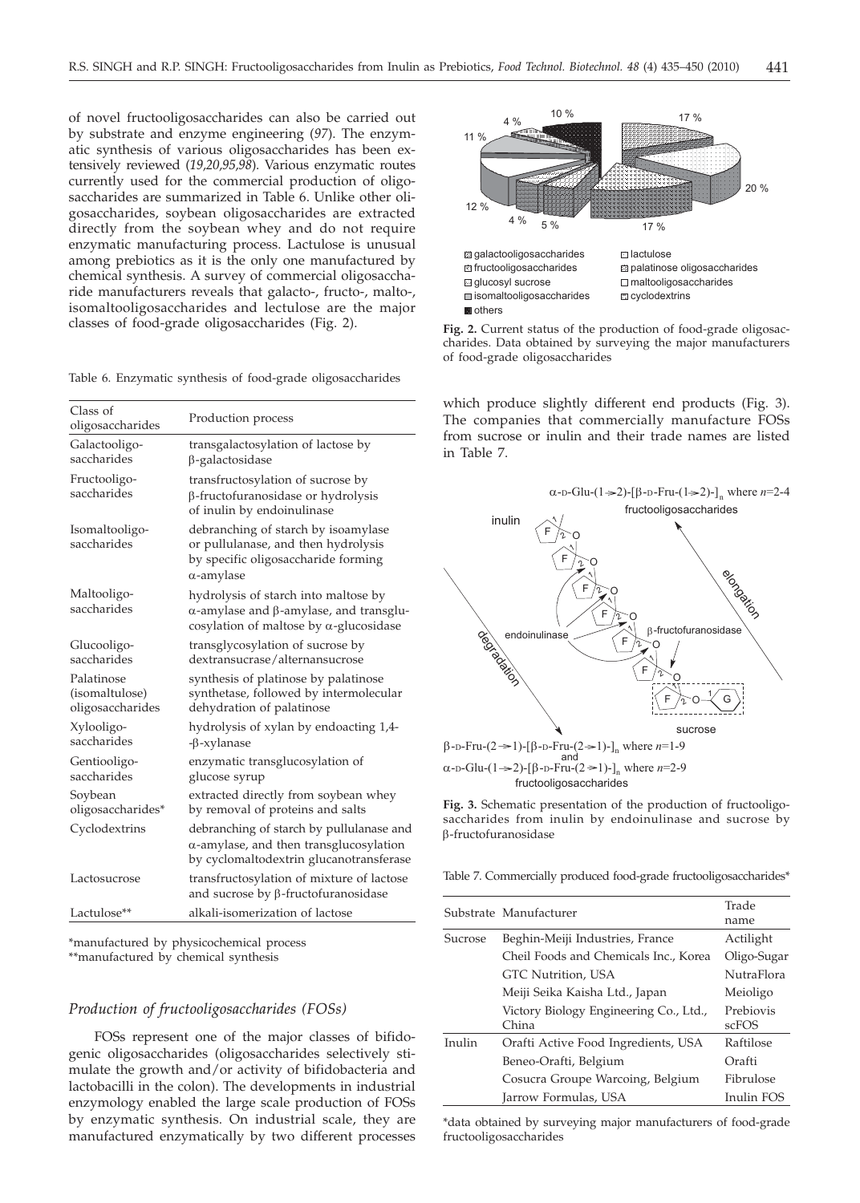of novel fructooligosaccharides can also be carried out by substrate and enzyme engineering (*97*). The enzymatic synthesis of various oligosaccharides has been extensively reviewed (*19,20,95,98*). Various enzymatic routes currently used for the commercial production of oligosaccharides are summarized in Table 6. Unlike other oligosaccharides, soybean oligosaccharides are extracted directly from the soybean whey and do not require enzymatic manufacturing process. Lactulose is unusual among prebiotics as it is the only one manufactured by chemical synthesis. A survey of commercial oligosaccharide manufacturers reveals that galacto-, fructo-, malto-, isomaltooligosaccharides and lectulose are the major classes of food-grade oligosaccharides (Fig. 2).

Table 6. Enzymatic synthesis of food-grade oligosaccharides

| Class of oligosaccharides | Production process |
|---|---|
| Galactooligosaccharides | transgalactosylation of lactose by β-galactosidase |
| Fructooligosaccharides | transfructosylation of sucrose by β-fructofuranosidase or hydrolysis of inulin by endoinulinase |
| Isomaltooligosaccharides | debranching of starch by isoamylase or pullulanase, and then hydrolysis by specific oligosaccharide forming α-amylase |
| Maltooligosaccharides | hydrolysis of starch into maltose by α-amylase and β-amylase, and transglucosylation of maltose by α-glucosidase |
| Glucooligosaccharides | transglycosylation of sucrose by dextransucrase/alternansucrose |
| Palatinose (isomaltulose) oligosaccharides | synthesis of platinose by palatinose synthetase, followed by intermolecular dehydration of palatinose |
| Xylooligosaccharides | hydrolysis of xylan by endoacting 1,4-β-xylanase |
| Gentiooligosaccharides | enzymatic transglucosylation of glucose syrup |
| Soybean oligosaccharides* | extracted directly from soybean whey by removal of proteins and salts |
| Cyclodextrins | debranching of starch by pullulanase and α-amylase, and then transglucosylation by cyclomaltodextrin glucanotransferase |
| Lactosucrose | transfructosylation of mixture of lactose and sucrose by β-fructofuranosidase |
| Lactulose** | alkali-isomerization of lactose |

*manufactured by physicochemical process
**manufactured by chemical synthesis

### *Production of fructooligosaccharides (FOSs)*

FOSs represent one of the major classes of bifidogenic oligosaccharides (oligosaccharides selectively stimulate the growth and/or activity of bifidobacteria and lactobacilli in the colon). The developments in industrial enzymology enabled the large scale production of FOSs by enzymatic synthesis. On industrial scale, they are manufactured enzymatically by two different processes which produce slightly different end products (Fig. 3). The companies that commercially manufacture FOSs from sucrose or inulin and their trade names are listed in Table 7.

**Fig. 2.** Current status of the production of food-grade oligosaccharides. Data obtained by surveying the major manufacturers of food-grade oligosaccharides

**Fig. 3.** Schematic presentation of the production of fructooligosaccharides from inulin by endoinulinase and sucrose by β-fructofuranosidase

Table 7. Commercially produced food-grade fructooligosaccharides*

| Substrate | Manufacturer | Trade name |
|---|---|---|
| Sucrose | Beghin-Meiji Industries, France | Actilight |
| | Cheil Foods and Chemicals Inc., Korea | Oligo-Sugar |
| | GTC Nutrition, USA | NutraFlora |
| | Meiji Seika Kaisha Ltd., Japan | Meioligo |
| | Victory Biology Engineering Co., Ltd., China | Prebiovis scFOS |
| Inulin | Orafti Active Food Ingredients, USA | Raftilose |
| | Beneo-Orafti, Belgium | Orafti |
| | Cosucra Groupe Warcoing, Belgium | Fibrulose |
| | Jarrow Formulas, USA | Inulin FOS |

*data obtained by surveying major manufacturers of food-grade fructooligosaccharides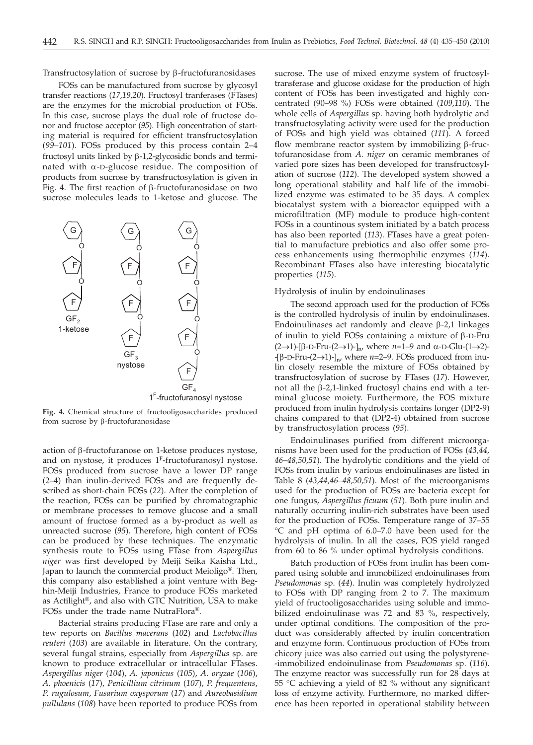Transfructosylation of sucrose by β-fructofuranosidases

FOSs can be manufactured from sucrose by glycosyl transfer reactions (*17,19,20*). Fructosyl tranferases (FTases) are the enzymes for the microbial production of FOSs. In this case, sucrose plays the dual role of fructose donor and fructose acceptor (*95*). High concentration of starting material is required for efficient transfructosylation (*99–101*). FOSs produced by this process contain 2–4 fructosyl units linked by β-1,2-glycosidic bonds and terminated with α-D-glucose residue. The composition of products from sucrose by transfructosylation is given in Fig. 4. The first reaction of β-fructofuranosidase on two sucrose molecules leads to 1-ketose and glucose. The action of β-fructofuranose on 1-ketose produces nystose, and on nystose, it produces $1^F$-fructofuranosyl nystose. FOSs produced from sucrose have a lower DP range (2–4) than inulin-derived FOSs and are frequently described as short-chain FOSs (*22*). After the completion of the reaction, FOSs can be purified by chromatographic or membrane processes to remove glucose and a small amount of fructose formed as a by-product as well as unreacted sucrose (*95*). Therefore, high content of FOSs can be produced by these techniques. The enzymatic synthesis route to FOSs using FTase from *Aspergillus niger* was first developed by Meiji Seika Kaisha Ltd., Japan to launch the commercial product Meioligo®. Then, this company also established a joint venture with Beghin-Meiji Industries, France to produce FOSs marketed as Actilight®, and also with GTC Nutrition, USA to make FOSs under the trade name NutraFlora®.

GF$_2$ 1-ketose; GF$_3$ nystose; GF$_4$ $1^F$-fructofuranosyl nystose

**Fig. 4.** Chemical structure of fructooligosaccharides produced from sucrose by β-fructofuranosidase

Bacterial strains producing FTase are rare and only a few reports on *Bacillus macerans* (*102*) and *Lactobacillus reuteri* (*103*) are available in literature. On the contrary, several fungal strains, especially from *Aspergillus* sp. are known to produce extracellular or intracellular FTases. *Aspergillus niger* (*104*), *A. japonicus* (*105*), *A. oryzae* (*106*), *A. phoenicis* (*17*), *Penicillium citrinum* (*107*), *P. frequentens*, *P. rugulosum*, *Fusarium oxysporum* (*17*) and *Aureobasidium pullulans* (*108*) have been reported to produce FOSs from sucrose. The use of mixed enzyme system of fructosyltransferase and glucose oxidase for the production of high content of FOSs has been investigated and highly concentrated (90–98 %) FOSs were obtained (*109,110*). The whole cells of *Aspergillus* sp. having both hydrolytic and transfructosylating activity were used for the production of FOSs and high yield was obtained (*111*). A forced flow membrane reactor system by immobilizing β-fructofuranosidase from *A. niger* on ceramic membranes of varied pore sizes has been developed for transfructosylation of sucrose (*112*). The developed system showed a long operational stability and half life of the immobilized enzyme was estimated to be 35 days. A complex biocatalyst system with a bioreactor equipped with a microfiltration (MF) module to produce high-content FOSs in a countinous system initiated by a batch process has also been reported (*113*). FTases have a great potential to manufacture prebiotics and also offer some process enhancements using thermophilic enzymes (*114*). Recombinant FTases also have interesting biocatalytic properties (*115*).

Hydrolysis of inulin by endoinulinases

The second approach used for the production of FOSs is the controlled hydrolysis of inulin by endoinulinases. Endoinulinases act randomly and cleave β-2,1 linkages of inulin to yield FOSs containing a mixture of β-D-Fru (2→1)-[β-D-Fru-(2→1)-]$_n$, where $n$=1–9 and α-D-Glu-(1→2)-[β-D-Fru-(2→1)-]$_n$, where $n$=2–9. FOSs produced from inulin closely resemble the mixture of FOSs obtained by transfructosylation of sucrose by FTases (*17*). However, not all the β-2,1-linked fructosyl chains end with a terminal glucose moiety. Furthermore, the FOS mixture produced from inulin hydrolysis contains longer (DP2-9) chains compared to that (DP2-4) obtained from sucrose by transfructosylation process (*95*).

Endoinulinases purified from different microorganisms have been used for the production of FOSs (*43,44, 46–48,50,51*). The hydrolytic conditions and the yield of FOSs from inulin by various endoinulinases are listed in Table 8 (*43,44,46–48,50,51*). Most of the microorganisms used for the production of FOSs are bacteria except for one fungus, *Aspergillus ficuum* (*51*). Both pure inulin and naturally occurring inulin-rich substrates have been used for the production of FOSs. Temperature range of 37–55 °C and pH optima of 6.0–7.0 have been used for the hydrolysis of inulin. In all the cases, FOS yield ranged from 60 to 86 % under optimal hydrolysis conditions.

Batch production of FOSs from inulin has been compared using soluble and immobilized endoinulinases from *Pseudomonas* sp. (*44*). Inulin was completely hydrolyzed to FOSs with DP ranging from 2 to 7. The maximum yield of fructooligosaccharides using soluble and immobilized endoinulinase was 72 and 83 %, respectively, under optimal conditions. The composition of the product was considerably affected by inulin concentration and enzyme form. Continuous production of FOSs from chicory juice was also carried out using the polystyrene-immobilized endoinulinase from *Pseudomonas* sp. (*116*). The enzyme reactor was successfully run for 28 days at 55 °C achieving a yield of 82 % without any significant loss of enzyme activity. Furthermore, no marked difference has been reported in operational stability between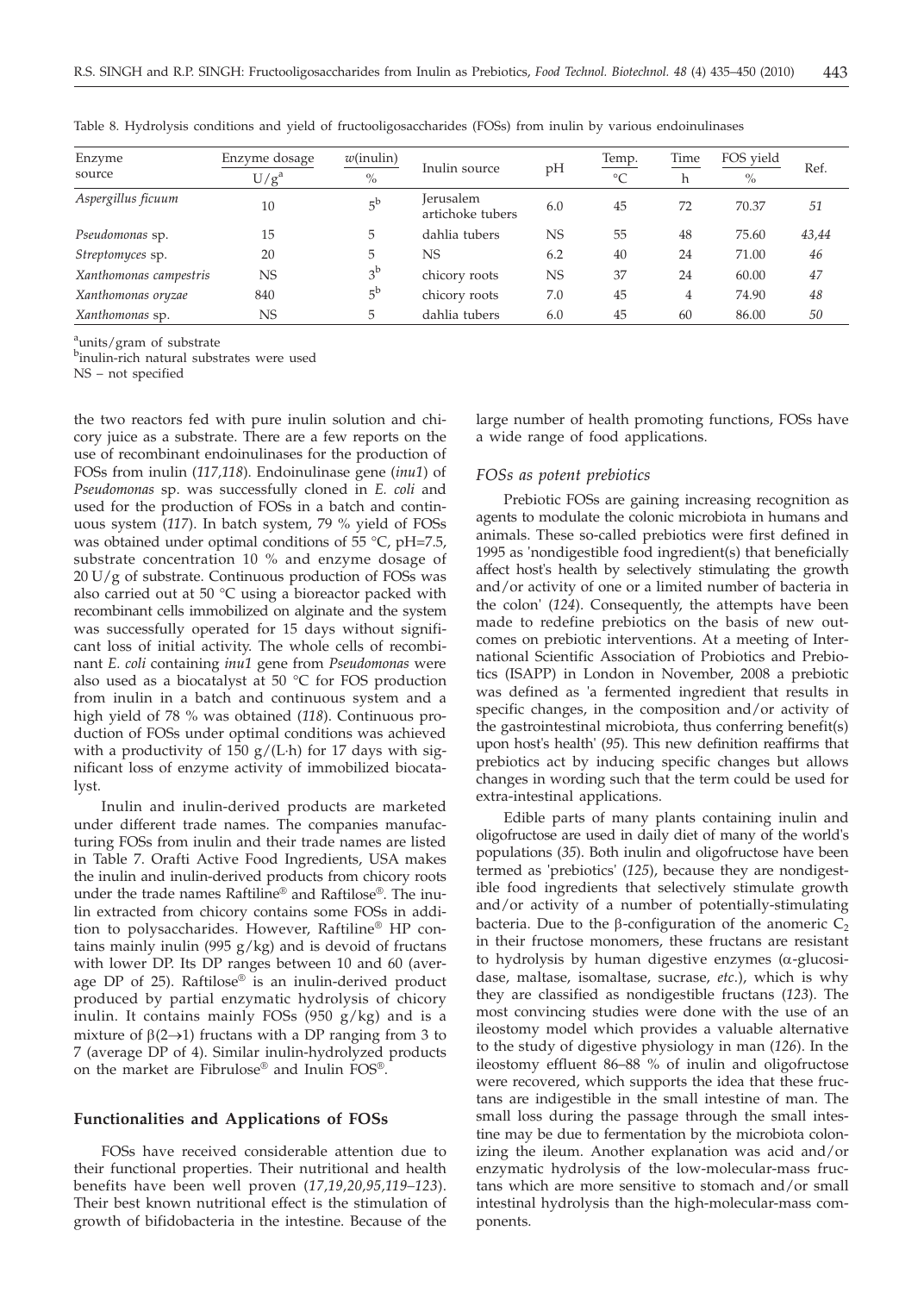Table 8. Hydrolysis conditions and yield of fructooligosaccharides (FOSs) from inulin by various endoinulinases

| Enzyme source | Enzyme dosage U/g[a] | $w$(inulin) % | Inulin source | pH | Temp. °C | Time h | FOS yield % | Ref. |
|---|---|---|---|---|---|---|---|---|
| *Aspergillus ficuum* | 10 | 5[b] | Jerusalem artichoke tubers | 6.0 | 45 | 72 | 70.37 | *51* |
| *Pseudomonas* sp. | 15 | 5 | dahlia tubers | NS | 55 | 48 | 75.60 | *43,44* |
| *Streptomyces* sp. | 20 | 5 | NS | 6.2 | 40 | 24 | 71.00 | *46* |
| *Xanthomonas campestris* | NS | 3[b] | chicory roots | NS | 37 | 24 | 60.00 | *47* |
| *Xanthomonas oryzae* | 840 | 5[b] | chicory roots | 7.0 | 45 | 4 | 74.90 | *48* |
| *Xanthomonas* sp. | NS | 5 | dahlia tubers | 6.0 | 45 | 60 | 86.00 | *50* |

[a]units/gram of substrate

[b]inulin-rich natural substrates were used

NS – not specified

the two reactors fed with pure inulin solution and chicory juice as a substrate. There are a few reports on the use of recombinant endoinulinases for the production of FOSs from inulin (*117,118*). Endoinulinase gene (*inu1*) of *Pseudomonas* sp. was successfully cloned in *E. coli* and used for the production of FOSs in a batch and continuous system (*117*). In batch system, 79 % yield of FOSs was obtained under optimal conditions of 55 °C, pH=7.5, substrate concentration 10 % and enzyme dosage of 20 U/g of substrate. Continuous production of FOSs was also carried out at 50 °C using a bioreactor packed with recombinant cells immobilized on alginate and the system was successfully operated for 15 days without significant loss of initial activity. The whole cells of recombinant *E. coli* containing *inu1* gene from *Pseudomonas* were also used as a biocatalyst at 50 °C for FOS production from inulin in a batch and continuous system and a high yield of 78 % was obtained (*118*). Continuous production of FOSs under optimal conditions was achieved with a productivity of 150 g/(L·h) for 17 days with significant loss of enzyme activity of immobilized biocatalyst.

Inulin and inulin-derived products are marketed under different trade names. The companies manufacturing FOSs from inulin and their trade names are listed in Table 7. Orafti Active Food Ingredients, USA makes the inulin and inulin-derived products from chicory roots under the trade names Raftiline® and Raftilose®. The inulin extracted from chicory contains some FOSs in addition to polysaccharides. However, Raftiline® HP contains mainly inulin (995 g/kg) and is devoid of fructans with lower DP. Its DP ranges between 10 and 60 (average DP of 25). Raftilose® is an inulin-derived product produced by partial enzymatic hydrolysis of chicory inulin. It contains mainly FOSs (950 g/kg) and is a mixture of β(2→1) fructans with a DP ranging from 3 to 7 (average DP of 4). Similar inulin-hydrolyzed products on the market are Fibrulose® and Inulin FOS®.

## Functionalities and Applications of FOSs

FOSs have received considerable attention due to their functional properties. Their nutritional and health benefits have been well proven (*17,19,20,95,119–123*). Their best known nutritional effect is the stimulation of growth of bifidobacteria in the intestine. Because of the large number of health promoting functions, FOSs have a wide range of food applications.

### *FOSs as potent prebiotics*

Prebiotic FOSs are gaining increasing recognition as agents to modulate the colonic microbiota in humans and animals. These so-called prebiotics were first defined in 1995 as 'nondigestible food ingredient(s) that beneficially affect host's health by selectively stimulating the growth and/or activity of one or a limited number of bacteria in the colon' (*124*). Consequently, the attempts have been made to redefine prebiotics on the basis of new outcomes on prebiotic interventions. At a meeting of International Scientific Association of Probiotics and Prebiotics (ISAPP) in London in November, 2008 a prebiotic was defined as 'a fermented ingredient that results in specific changes, in the composition and/or activity of the gastrointestinal microbiota, thus conferring benefit(s) upon host's health' (*95*). This new definition reaffirms that prebiotics act by inducing specific changes but allows changes in wording such that the term could be used for extra-intestinal applications.

Edible parts of many plants containing inulin and oligofructose are used in daily diet of many of the world's populations (*35*). Both inulin and oligofructose have been termed as 'prebiotics' (*125*), because they are nondigestible food ingredients that selectively stimulate growth and/or activity of a number of potentially-stimulating bacteria. Due to the β-configuration of the anomeric $C_2$ in their fructose monomers, these fructans are resistant to hydrolysis by human digestive enzymes (α-glucosidase, maltase, isomaltase, sucrase, *etc.*), which is why they are classified as nondigestible fructans (*123*). The most convincing studies were done with the use of an ileostomy model which provides a valuable alternative to the study of digestive physiology in man (*126*). In the ileostomy effluent 86–88 % of inulin and oligofructose were recovered, which supports the idea that these fructans are indigestible in the small intestine of man. The small loss during the passage through the small intestine may be due to fermentation by the microbiota colonizing the ileum. Another explanation was acid and/or enzymatic hydrolysis of the low-molecular-mass fructans which are more sensitive to stomach and/or small intestinal hydrolysis than the high-molecular-mass components.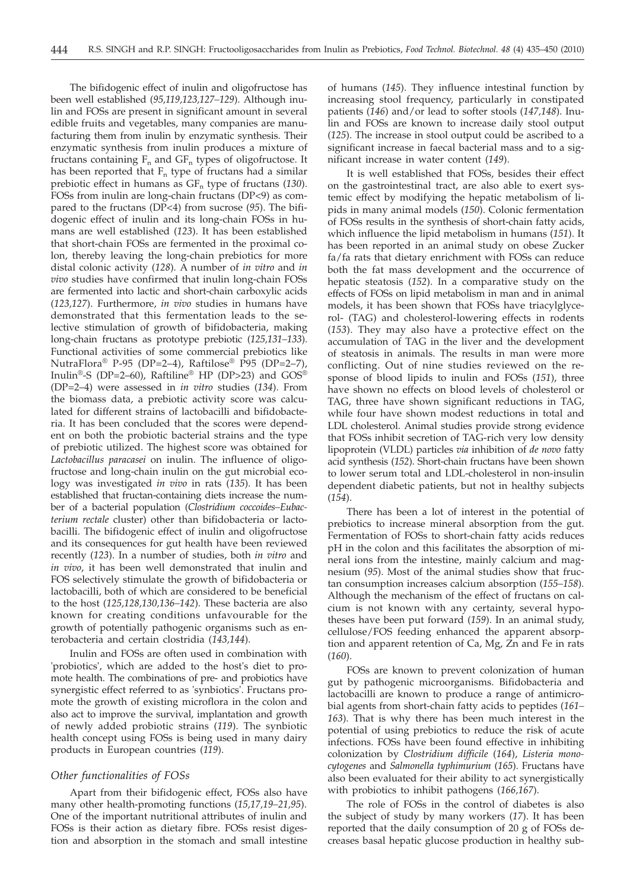The bifidogenic effect of inulin and oligofructose has been well established (*95,119,123,127–129*). Although inulin and FOSs are present in significant amount in several edible fruits and vegetables, many companies are manufacturing them from inulin by enzymatic synthesis. Their enzymatic synthesis from inulin produces a mixture of fructans containing $F_n$ and $GF_n$ types of oligofructose. It has been reported that $F_n$ type of fructans had a similar prebiotic effect in humans as $GF_n$ type of fructans (*130*). FOSs from inulin are long-chain fructans (DP<9) as compared to the fructans (DP<4) from sucrose (*95*). The bifidogenic effect of inulin and its long-chain FOSs in humans are well established (*123*). It has been established that short-chain FOSs are fermented in the proximal colon, thereby leaving the long-chain prebiotics for more distal colonic activity (*128*). A number of *in vitro* and *in vivo* studies have confirmed that inulin long-chain FOSs are fermented into lactic and short-chain carboxylic acids (*123,127*). Furthermore, *in vivo* studies in humans have demonstrated that this fermentation leads to the selective stimulation of growth of bifidobacteria, making long-chain fructans as prototype prebiotic (*125,131–133*). Functional activities of some commercial prebiotics like NutraFlora® P-95 (DP=2–4), Raftilose® P95 (DP=2–7), Inulin®-S (DP=2–60), Raftiline® HP (DP>23) and GOS® (DP=2–4) were assessed in *in vitro* studies (*134*). From the biomass data, a prebiotic activity score was calculated for different strains of lactobacilli and bifidobacteria. It has been concluded that the scores were dependent on both the probiotic bacterial strains and the type of prebiotic utilized. The highest score was obtained for *Lactobacillus paracasei* on inulin. The influence of oligofructose and long-chain inulin on the gut microbial ecology was investigated *in vivo* in rats (*135*). It has been established that fructan-containing diets increase the number of a bacterial population (*Clostridium coccoides–Eubacterium rectale* cluster) other than bifidobacteria or lactobacilli. The bifidogenic effect of inulin and oligofructose and its consequences for gut health have been reviewed recently (*123*). In a number of studies, both *in vitro* and *in vivo*, it has been well demonstrated that inulin and FOS selectively stimulate the growth of bifidobacteria or lactobacilli, both of which are considered to be beneficial to the host (*125,128,130,136–142*). These bacteria are also known for creating conditions unfavourable for the growth of potentially pathogenic organisms such as enterobacteria and certain clostridia (*143,144*).

Inulin and FOSs are often used in combination with 'probiotics', which are added to the host's diet to promote health. The combinations of pre- and probiotics have synergistic effect referred to as 'synbiotics'. Fructans promote the growth of existing microflora in the colon and also act to improve the survival, implantation and growth of newly added probiotic strains (*119*). The synbiotic health concept using FOSs is being used in many dairy products in European countries (*119*).

### *Other functionalities of FOSs*

Apart from their bifidogenic effect, FOSs also have many other health-promoting functions (*15,17,19–21,95*). One of the important nutritional attributes of inulin and FOSs is their action as dietary fibre. FOSs resist digestion and absorption in the stomach and small intestine of humans (*145*). They influence intestinal function by increasing stool frequency, particularly in constipated patients (*146*) and/or lead to softer stools (*147,148*). Inulin and FOSs are known to increase daily stool output (*125*). The increase in stool output could be ascribed to a significant increase in faecal bacterial mass and to a significant increase in water content (*149*).

It is well established that FOSs, besides their effect on the gastrointestinal tract, are also able to exert systemic effect by modifying the hepatic metabolism of lipids in many animal models (*150*). Colonic fermentation of FOSs results in the synthesis of short-chain fatty acids, which influence the lipid metabolism in humans (*151*). It has been reported in an animal study on obese Zucker fa/fa rats that dietary enrichment with FOSs can reduce both the fat mass development and the occurrence of hepatic steatosis (*152*). In a comparative study on the effects of FOSs on lipid metabolism in man and in animal models, it has been shown that FOSs have triacylglycerol- (TAG) and cholesterol-lowering effects in rodents (*153*). They may also have a protective effect on the accumulation of TAG in the liver and the development of steatosis in animals. The results in man were more conflicting. Out of nine studies reviewed on the response of blood lipids to inulin and FOSs (*151*), three have shown no effects on blood levels of cholesterol or TAG, three have shown significant reductions in TAG, while four have shown modest reductions in total and LDL cholesterol. Animal studies provide strong evidence that FOSs inhibit secretion of TAG-rich very low density lipoprotein (VLDL) particles *via* inhibition of *de novo* fatty acid synthesis (*152*). Short-chain fructans have been shown to lower serum total and LDL-cholesterol in non-insulin dependent diabetic patients, but not in healthy subjects (*154*).

There has been a lot of interest in the potential of prebiotics to increase mineral absorption from the gut. Fermentation of FOSs to short-chain fatty acids reduces pH in the colon and this facilitates the absorption of mineral ions from the intestine, mainly calcium and magnesium (*95*). Most of the animal studies show that fructan consumption increases calcium absorption (*155–158*). Although the mechanism of the effect of fructans on calcium is not known with any certainty, several hypotheses have been put forward (*159*). In an animal study, cellulose/FOS feeding enhanced the apparent absorption and apparent retention of Ca, Mg, Zn and Fe in rats (*160*).

FOSs are known to prevent colonization of human gut by pathogenic microorganisms. Bifidobacteria and lactobacilli are known to produce a range of antimicrobial agents from short-chain fatty acids to peptides (*161–163*). That is why there has been much interest in the potential of using prebiotics to reduce the risk of acute infections. FOSs have been found effective in inhibiting colonization by *Clostridium difficile* (*164*), *Listeria monocytogenes* and *Salmonella typhimurium* (*165*). Fructans have also been evaluated for their ability to act synergistically with probiotics to inhibit pathogens (*166,167*).

The role of FOSs in the control of diabetes is also the subject of study by many workers (*17*). It has been reported that the daily consumption of 20 g of FOSs decreases basal hepatic glucose production in healthy sub-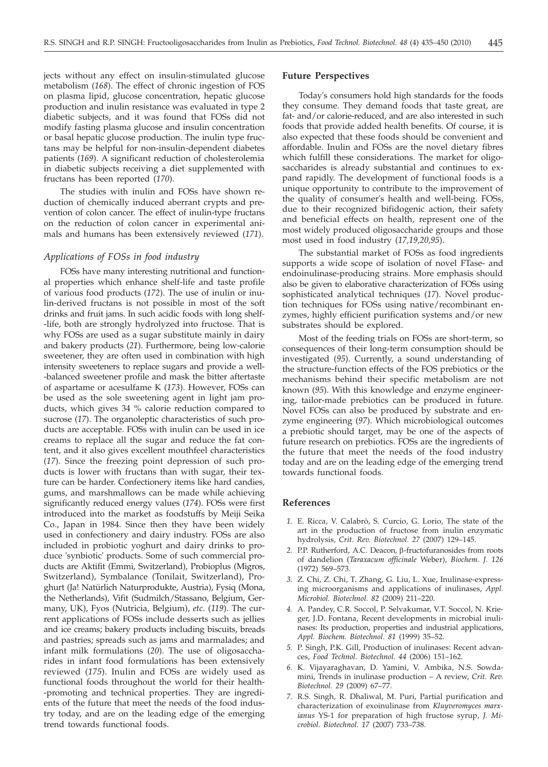jects without any effect on insulin-stimulated glucose metabolism (*168*). The effect of chronic ingestion of FOS on plasma lipid, glucose concentration, hepatic glucose production and inulin resistance was evaluated in type 2 diabetic subjects, and it was found that FOSs did not modify fasting plasma glucose and insulin concentration or basal hepatic glucose production. The inulin type fructans may be helpful for non-insulin-dependent diabetes patients (*169*). A significant reduction of cholesterolemia in diabetic subjects receiving a diet supplemented with fructans has been reported (*170*).

The studies with inulin and FOSs have shown reduction of chemically induced aberrant crypts and prevention of colon cancer. The effect of inulin-type fructans on the reduction of colon cancer in experimental animals and humans has been extensively reviewed (*171*).

### *Applications of FOSs in food industry*

FOSs have many interesting nutritional and functional properties which enhance shelf-life and taste profile of various food products (*172*). The use of inulin or inulin-derived fructans is not possible in most of the soft drinks and fruit jams. In such acidic foods with long shelf-life, both are strongly hydrolyzed into fructose. That is why FOSs are used as a sugar substitute mainly in dairy and bakery products (*21*). Furthermore, being low-calorie sweetener, they are often used in combination with high intensity sweeteners to replace sugars and provide a well-balanced sweetener profile and mask the bitter aftertaste of aspartame or acesulfame K (*173*). However, FOSs can be used as the sole sweetening agent in light jam products, which gives 34 % calorie reduction compared to sucrose (*17*). The organoleptic characteristics of such products are acceptable. FOSs with inulin can be used in ice creams to replace all the sugar and reduce the fat content, and it also gives excellent mouthfeel characteristics (*17*). Since the freezing point depression of such products is lower with fructans than with sugar, their texture can be harder. Confectionery items like hard candies, gums, and marshmallows can be made while achieving significantly reduced energy values (*174*). FOSs were first introduced into the market as foodstuffs by Meiji Seika Co., Japan in 1984. Since then they have been widely used in confectionery and dairy industry. FOSs are also included in probiotic yoghurt and dairy drinks to produce 'synbiotic' products. Some of such commercial products are Aktifit (Emmi, Switzerland), Probioplus (Migros, Switzerland), Symbalance (Tonilait, Switzerland), Proghurt (Ja! Natürlich Naturprodukte, Austria), Fysiq (Mona, the Netherlands), Vifit (Sudmilch/Stassano, Belgium, Germany, UK), Fyos (Nutricia, Belgium), *etc*. (*119*). The current applications of FOSs include desserts such as jellies and ice creams; bakery products including biscuits, breads and pastries; spreads such as jams and marmalades; and infant milk formulations (*20*). The use of oligosaccharides in infant food formulations has been extensively reviewed (*175*). Inulin and FOSs are widely used as functional foods throughout the world for their health-promoting and technical properties. They are ingredients of the future that meet the needs of the food industry today, and are on the leading edge of the emerging trend towards functional foods.

## Future Perspectives

Today's consumers hold high standards for the foods they consume. They demand foods that taste great, are fat- and/or calorie-reduced, and are also interested in such foods that provide added health benefits. Of course, it is also expected that these foods should be convenient and affordable. Inulin and FOSs are the novel dietary fibres which fulfill these considerations. The market for oligosaccharides is already substantial and continues to expand rapidly. The development of functional foods is a unique opportunity to contribute to the improvement of the quality of consumer's health and well-being. FOSs, due to their recognized bifidogenic action, their safety and beneficial effects on health, represent one of the most widely produced oligosaccharide groups and those most used in food industry (*17,19,20,95*).

The substantial market of FOSs as food ingredients supports a wide scope of isolation of novel FTase- and endoinulinase-producing strains. More emphasis should also be given to elaborative characterization of FOSs using sophisticated analytical techniques (*17*). Novel production techniques for FOSs using native/recombinant enzymes, highly efficient purification systems and/or new substrates should be explored.

Most of the feeding trials on FOSs are short-term, so consequences of their long-term consumption should be investigated (*95*). Currently, a sound understanding of the structure-function effects of the FOS prebiotics or the mechanisms behind their specific metabolism are not known (*95*). With this knowledge and enzyme engineering, tailor-made prebiotics can be produced in future. Novel FOSs can also be produced by substrate and enzyme engineering (*97*). Which microbiological outcomes a prebiotic should target, may be one of the aspects of future research on prebiotics. FOSs are the ingredients of the future that meet the needs of the food industry today and are on the leading edge of the emerging trend towards functional foods.

## References

1. E. Ricca, V. Calabrò, S. Curcio, G. Lorio, The state of the art in the production of fructose from inulin enzymatic hydrolysis, *Crit. Rev. Biotechnol. 27* (2007) 129–145.
2. P.P. Rutherford, A.C. Deacon, β-fructofuranosides from roots of dandelion (*Taraxacum officinale* Weber), *Biochem. J. 126* (1972) 569–573.
3. Z. Chi, Z. Chi, T. Zhang, G. Liu, L. Xue, Inulinase-expressing microorganisms and applications of inulinases, *Appl. Microbiol. Biotechnol. 82* (2009) 211–220.
4. A. Pandey, C.R. Soccol, P. Selvakumar, V.T. Soccol, N. Krieger, J.D. Fontana, Recent developments in microbial inulinases: Its production, properties and industrial applications, *Appl. Biochem. Biotechnol. 81* (1999) 35–52.
5. P. Singh, P.K. Gill, Production of inulinases: Recent advances, *Food Technol. Biotechnol. 44* (2006) 151–162.
6. K. Vijayaraghavan, D. Yamini, V. Ambika, N.S. Sowdamini, Trends in inulinase production – A review, *Crit. Rev. Biotechnol. 29* (2009) 67–77.
7. R.S. Singh, R. Dhaliwal, M. Puri, Partial purification and characterization of exoinulinase from *Kluyveromyces marxianus* YS-1 for preparation of high fructose syrup, *J. Microbiol. Biotechnol. 17* (2007) 733–738.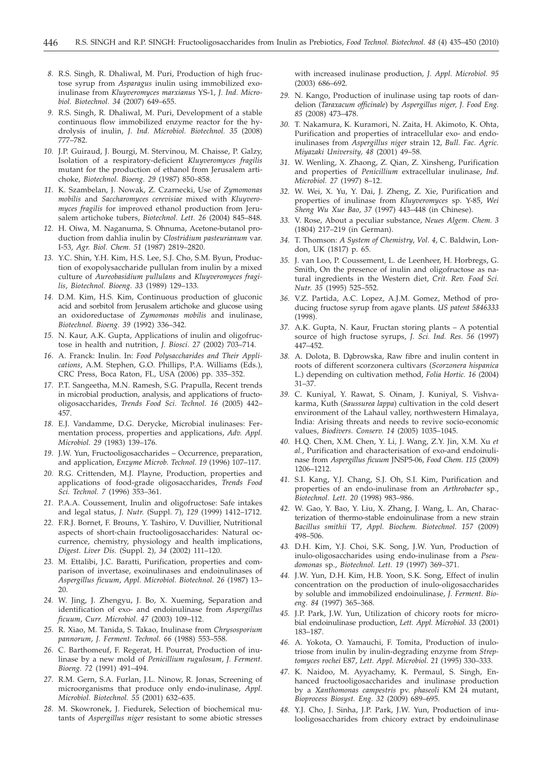8. R.S. Singh, R. Dhaliwal, M. Puri, Production of high fructose syrup from *Asparagus* inulin using immobilized exoinulinase from *Kluyveromyces marxianus* YS-1, *J. Ind. Microbiol. Biotechnol. 34* (2007) 649–655.
9. R.S. Singh, R. Dhaliwal, M. Puri, Development of a stable continuous flow immobilized enzyme reactor for the hydrolysis of inulin, *J. Ind. Microbiol. Biotechnol. 35* (2008) 777–782.
10. J.P. Guiraud, J. Bourgi, M. Stervinou, M. Chaisse, P. Galzy, Isolation of a respiratory-deficient *Kluyveromyces fragilis* mutant for the production of ethanol from Jerusalem artichoke, *Biotechnol. Bioeng. 29* (1987) 850–858.
11. K. Szambelan, J. Nowak, Z. Czarnecki, Use of *Zymomonas mobilis* and *Saccharomyces cerevisiae* mixed with *Kluyveromyces fragilis* for improved ethanol production from Jerusalem artichoke tubers, *Biotechnol. Lett. 26* (2004) 845–848.
12. H. Oiwa, M. Naganuma, S. Ohnuma, Acetone-butanol production from dahlia inulin by *Clostridium pasteurianum* var. I-53, *Agr. Biol. Chem. 51* (1987) 2819–2820.
13. Y.C. Shin, Y.H. Kim, H.S. Lee, S.J. Cho, S.M. Byun, Production of exopolysaccharide pullulan from inulin by a mixed culture of *Aureobasidium pullulans* and *Kluyveromyces fragilis*, *Biotechnol. Bioeng. 33* (1989) 129–133.
14. D.M. Kim, H.S. Kim, Continuous production of gluconic acid and sorbitol from Jerusalem artichoke and glucose using an oxidoreductase of *Zymomonas mobilis* and inulinase, *Biotechnol. Bioeng. 39* (1992) 336–342.
15. N. Kaur, A.K. Gupta, Applications of inulin and oligofructose in health and nutrition, *J. Biosci. 27* (2002) 703–714.
16. A. Franck: Inulin. In: *Food Polysaccharides and Their Applications*, A.M. Stephen, G.O. Phillips, P.A. Williams (Eds.), CRC Press, Boca Raton, FL, USA (2006) pp. 335–352.
17. P.T. Sangeetha, M.N. Ramesh, S.G. Prapulla, Recent trends in microbial production, analysis, and applications of fructooligosaccharides, *Trends Food Sci. Technol. 16* (2005) 442–457.
18. E.J. Vandamme, D.G. Derycke, Microbial inulinases: Fermentation process, properties and applications, *Adv. Appl. Microbiol. 29* (1983) 139–176.
19. J.W. Yun, Fructooligosaccharides – Occurrence, preparation, and application, *Enzyme Microb. Technol. 19* (1996) 107–117.
20. R.G. Crittenden, M.J. Playne, Production, properties and applications of food-grade oligosaccharides, *Trends Food Sci. Technol. 7* (1996) 353–361.
21. P.A.A. Coussement, Inulin and oligofructose: Safe intakes and legal status, *J. Nutr.* (Suppl. 7), *129* (1999) 1412–1712.
22. F.R.J. Bornet, F. Brouns, Y. Tashiro, V. Duvillier, Nutritional aspects of short-chain fructooligosaccharides: Natural occurrence, chemistry, physiology and health implications, *Digest. Liver Dis.* (Suppl. 2), *34* (2002) 111–120.
23. M. Ettalibi, J.C. Baratti, Purification, properties and comparison of invertase, exoinulinases and endoinulinases of *Aspergillus ficuum*, *Appl. Microbiol. Biotechnol. 26* (1987) 13–20.
24. W. Jing, J. Zhengyu, J. Bo, X. Xueming, Separation and identification of exo- and endoinulinase from *Aspergillus ficuum*, *Curr. Microbiol. 47* (2003) 109–112.
25. R. Xiao, M. Tanida, S. Takao, Inulinase from *Chrysosporium pannorum*, *J. Ferment. Technol. 66* (1988) 553–558.
26. C. Barthomeuf, F. Regerat, H. Pourrat, Production of inulinase by a new mold of *Penicillium rugulosum*, *J. Ferment. Bioeng. 72* (1991) 491–494.
27. R.M. Gern, S.A. Furlan, J.L. Ninow, R. Jonas, Screening of microorganisms that produce only endo-inulinase, *Appl. Microbiol. Biotechnol. 55* (2001) 632–635.
28. M. Skowronek, J. Fiedurek, Selection of biochemical mutants of *Aspergillus niger* resistant to some abiotic stresses with increased inulinase production, *J. Appl. Microbiol. 95* (2003) 686–692.
29. N. Kango, Production of inulinase using tap roots of dandelion (*Taraxacum officinale*) by *Aspergillus niger*, *J. Food Eng. 85* (2008) 473–478.
30. T. Nakamura, K. Kuramori, N. Zaita, H. Akimoto, K. Ohta, Purification and properties of intracellular exo- and endoinulinases from *Aspergillus niger* strain 12, *Bull. Fac. Agric. Miyazaki University, 48* (2001) 49–58.
31. W. Wenling, X. Zhaong, Z. Qian, Z. Xinsheng, Purification and properties of *Penicillium* extracellular inulinase, *Ind. Microbiol. 27* (1997) 8–12.
32. W. Wei, X. Yu, Y. Dai, J. Zheng, Z. Xie, Purification and properties of inulinase from *Kluyveromyces* sp. Y-85, *Wei Sheng Wu Xue Bao, 37* (1997) 443–448 (in Chinese).
33. V. Rose, About a peculiar substance, *Neues Algem. Chem. 3* (1804) 217–219 (in German).
34. T. Thomson: *A System of Chemistry, Vol. 4*, C. Baldwin, London, UK (1817) p. 65.
35. J. van Loo, P. Coussement, L. de Leenheer, H. Horbregs, G. Smith, On the presence of inulin and oligofructose as natural ingredients in the Western diet, *Crit. Rev. Food Sci. Nutr. 35* (1995) 525–552.
36. V.Z. Partida, A.C. Lopez, A.J.M. Gomez, Method of producing fructose syrup from agave plants. *US patent 5846333* (1998).
37. A.K. Gupta, N. Kaur, Fructan storing plants – A potential source of high fructose syrups, *J. Sci. Ind. Res. 56* (1997) 447–452.
38. A. Dolota, B. Dąbrowska, Raw fibre and inulin content in roots of different scorzonera cultivars (*Scorzonera hispanica* L.) depending on cultivation method, *Folia Hortic. 16* (2004) 31–37.
39. C. Kuniyal, Y. Rawat, S. Oinam, J. Kuniyal, S. Vishvakarma, Kuth (*Saussurea lappa*) cultivation in the cold desert environment of the Lahaul valley, northwestern Himalaya, India: Arising threats and needs to revive socio-economic values, *Biodivers. Conserv. 14* (2005) 1035–1045.
40. H.Q. Chen, X.M. Chen, Y. Li, J. Wang, Z.Y. Jin, X.M. Xu *et al.*, Purification and characterisation of exo-and endoinulinase from *Aspergillus ficuum* JNSP5-06, *Food Chem. 115* (2009) 1206–1212.
41. S.I. Kang, Y.J. Chang, S.J. Oh, S.I. Kim, Purification and properties of an endo-inulinase from an *Arthrobacter* sp., *Biotechnol. Lett. 20* (1998) 983–986.
42. W. Gao, Y. Bao, Y. Liu, X. Zhang, J. Wang, L. An, Characterization of thermo-stable endoinulinase from a new strain *Bacillus smithii* T7, *Appl. Biochem. Biotechnol. 157* (2009) 498–506.
43. D.H. Kim, Y.J. Choi, S.K. Song, J.W. Yun, Production of inulo-oligosaccharides using endo-inulinase from a *Pseudomonas* sp., *Biotechnol. Lett. 19* (1997) 369–371.
44. J.W. Yun, D.H. Kim, H.B. Yoon, S.K. Song, Effect of inulin concentration on the production of inulo-oligosaccharides by soluble and immobilized endoinulinase, *J. Ferment. Bioeng. 84* (1997) 365–368.
45. J.P. Park, J.W. Yun, Utilization of chicory roots for microbial endoinulinase production, *Lett. Appl. Microbiol. 33* (2001) 183–187.
46. A. Yokota, O. Yamauchi, F. Tomita, Production of inulotriose from inulin by inulin-degrading enzyme from *Streptomyces rochei* E87, *Lett. Appl. Microbiol. 21* (1995) 330–333.
47. K. Naidoo, M. Ayyachamy, K. Permaul, S. Singh, Enhanced fructooligosaccharides and inulinase production by a *Xanthomonas campestris* pv. *phaseoli* KM 24 mutant, *Bioprocess Biosyst. Eng. 32* (2009) 689–695.
48. Y.J. Cho, J. Sinha, J.P. Park, J.W. Yun, Production of inulooligosaccharides from chicory extract by endoinulinase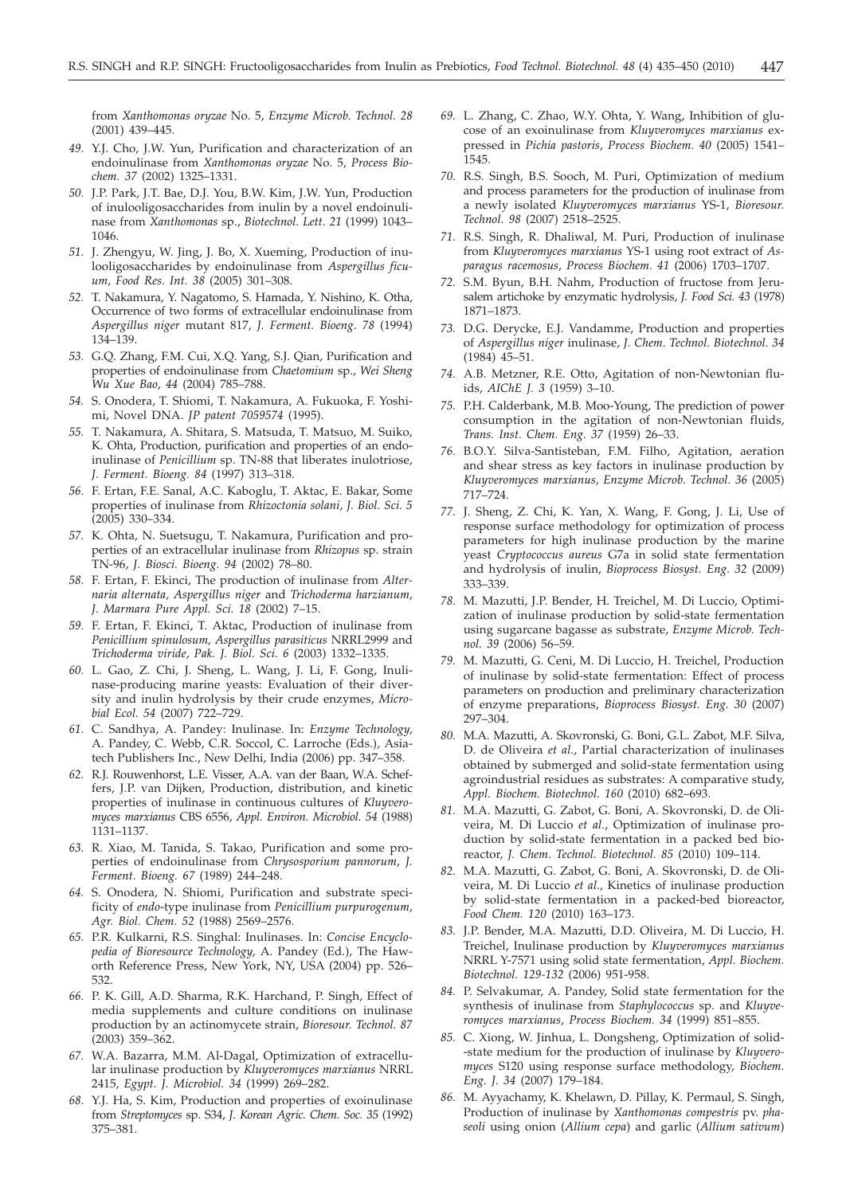from *Xanthomonas oryzae* No. 5, *Enzyme Microb. Technol. 28* (2001) 439–445.

*49.* Y.J. Cho, J.W. Yun, Purification and characterization of an endoinulinase from *Xanthomonas oryzae* No. 5, *Process Biochem. 37* (2002) 1325–1331.

*50.* J.P. Park, J.T. Bae, D.J. You, B.W. Kim, J.W. Yun, Production of inulooligosaccharides from inulin by a novel endoinulinase from *Xanthomonas* sp., *Biotechnol. Lett. 21* (1999) 1043–1046.

*51.* J. Zhengyu, W. Jing, J. Bo, X. Xueming, Production of inulooligosaccharides by endoinulinase from *Aspergillus ficuum*, *Food Res. Int. 38* (2005) 301–308.

*52.* T. Nakamura, Y. Nagatomo, S. Hamada, Y. Nishino, K. Otha, Occurrence of two forms of extracellular endoinulinase from *Aspergillus niger* mutant 817, *J. Ferment. Bioeng. 78* (1994) 134–139.

*53.* G.Q. Zhang, F.M. Cui, X.Q. Yang, S.J. Qian, Purification and properties of endoinulinase from *Chaetomium* sp., *Wei Sheng Wu Xue Bao*, *44* (2004) 785–788.

*54.* S. Onodera, T. Shiomi, T. Nakamura, A. Fukuoka, F. Yoshimi, Novel DNA. *JP patent 7059574* (1995).

*55.* T. Nakamura, A. Shitara, S. Matsuda, T. Matsuo, M. Suiko, K. Ohta, Production, purification and properties of an endoinulinase of *Penicillium* sp. TN-88 that liberates inulotriose, *J. Ferment. Bioeng. 84* (1997) 313–318.

*56.* F. Ertan, F.E. Sanal, A.C. Kaboglu, T. Aktac, E. Bakar, Some properties of inulinase from *Rhizoctonia solani*, *J. Biol. Sci. 5* (2005) 330–334.

*57.* K. Ohta, N. Suetsugu, T. Nakamura, Purification and properties of an extracellular inulinase from *Rhizopus* sp. strain TN-96, *J. Biosci. Bioeng. 94* (2002) 78–80.

*58.* F. Ertan, F. Ekinci, The production of inulinase from *Alternaria alternata*, *Aspergillus niger* and *Trichoderma harzianum*, *J. Marmara Pure Appl. Sci. 18* (2002) 7–15.

*59.* F. Ertan, F. Ekinci, T. Aktac, Production of inulinase from *Penicillium spinulosum*, *Aspergillus parasiticus* NRRL2999 and *Trichoderma viride*, *Pak. J. Biol. Sci. 6* (2003) 1332–1335.

*60.* L. Gao, Z. Chi, J. Sheng, L. Wang, J. Li, F. Gong, Inulinase-producing marine yeasts: Evaluation of their diversity and inulin hydrolysis by their crude enzymes, *Microbial Ecol. 54* (2007) 722–729.

*61.* C. Sandhya, A. Pandey: Inulinase. In: *Enzyme Technology*, A. Pandey, C. Webb, C.R. Soccol, C. Larroche (Eds.), Asiatech Publishers Inc., New Delhi, India (2006) pp. 347–358.

*62.* R.J. Rouwenhorst, L.E. Visser, A.A. van der Baan, W.A. Scheffers, J.P. van Dijken, Production, distribution, and kinetic properties of inulinase in continuous cultures of *Kluyveromyces marxianus* CBS 6556, *Appl. Environ. Microbiol. 54* (1988) 1131–1137.

*63.* R. Xiao, M. Tanida, S. Takao, Purification and some properties of endoinulinase from *Chrysosporium pannorum*, *J. Ferment. Bioeng. 67* (1989) 244–248.

*64.* S. Onodera, N. Shiomi, Purification and substrate specificity of *endo*-type inulinase from *Penicillium purpurogenum*, *Agr. Biol. Chem. 52* (1988) 2569–2576.

*65.* P.R. Kulkarni, R.S. Singhal: Inulinases. In: *Concise Encyclopedia of Bioresource Technology*, A. Pandey (Ed.), The Haworth Reference Press, New York, NY, USA (2004) pp. 526–532.

*66.* P. K. Gill, A.D. Sharma, R.K. Harchand, P. Singh, Effect of media supplements and culture conditions on inulinase production by an actinomycete strain, *Bioresour. Technol. 87* (2003) 359–362.

*67.* W.A. Bazarra, M.M. Al-Dagal, Optimization of extracellular inulinase production by *Kluyveromyces marxianus* NRRL 2415, *Egypt. J. Microbiol. 34* (1999) 269–282.

*68.* Y.J. Ha, S. Kim, Production and properties of exoinulinase from *Streptomyces* sp. S34, *J. Korean Agric. Chem. Soc. 35* (1992) 375–381.

*69.* L. Zhang, C. Zhao, W.Y. Ohta, Y. Wang, Inhibition of glucose of an exoinulinase from *Kluyveromyces marxianus* expressed in *Pichia pastoris*, *Process Biochem. 40* (2005) 1541–1545.

*70.* R.S. Singh, B.S. Sooch, M. Puri, Optimization of medium and process parameters for the production of inulinase from a newly isolated *Kluyveromyces marxianus* YS-1, *Bioresour. Technol. 98* (2007) 2518–2525.

*71.* R.S. Singh, R. Dhaliwal, M. Puri, Production of inulinase from *Kluyveromyces marxianus* YS-1 using root extract of *Asparagus racemosus*, *Process Biochem. 41* (2006) 1703–1707.

*72.* S.M. Byun, B.H. Nahm, Production of fructose from Jerusalem artichoke by enzymatic hydrolysis, *J. Food Sci. 43* (1978) 1871–1873.

*73.* D.G. Derycke, E.J. Vandamme, Production and properties of *Aspergillus niger* inulinase, *J. Chem. Technol. Biotechnol. 34* (1984) 45–51.

*74.* A.B. Metzner, R.E. Otto, Agitation of non-Newtonian fluids, *AIChE J. 3* (1959) 3–10.

*75.* P.H. Calderbank, M.B. Moo-Young, The prediction of power consumption in the agitation of non-Newtonian fluids, *Trans. Inst. Chem. Eng. 37* (1959) 26–33.

*76.* B.O.Y. Silva-Santisteban, F.M. Filho, Agitation, aeration and shear stress as key factors in inulinase production by *Kluyveromyces marxianus*, *Enzyme Microb. Technol. 36* (2005) 717–724.

*77.* J. Sheng, Z. Chi, K. Yan, X. Wang, F. Gong, J. Li, Use of response surface methodology for optimization of process parameters for high inulinase production by the marine yeast *Cryptococcus aureus* G7a in solid state fermentation and hydrolysis of inulin, *Bioprocess Biosyst. Eng. 32* (2009) 333–339.

*78.* M. Mazutti, J.P. Bender, H. Treichel, M. Di Luccio, Optimization of inulinase production by solid-state fermentation using sugarcane bagasse as substrate, *Enzyme Microb. Technol. 39* (2006) 56–59.

*79.* M. Mazutti, G. Ceni, M. Di Luccio, H. Treichel, Production of inulinase by solid-state fermentation: Effect of process parameters on production and preliminary characterization of enzyme preparations, *Bioprocess Biosyst. Eng. 30* (2007) 297–304.

*80.* M.A. Mazutti, A. Skovronski, G. Boni, G.L. Zabot, M.F. Silva, D. de Oliveira *et al.*, Partial characterization of inulinases obtained by submerged and solid-state fermentation using agroindustrial residues as substrates: A comparative study, *Appl. Biochem. Biotechnol. 160* (2010) 682–693.

*81.* M.A. Mazutti, G. Zabot, G. Boni, A. Skovronski, D. de Oliveira, M. Di Luccio *et al.*, Optimization of inulinase production by solid-state fermentation in a packed bed bioreactor, *J. Chem. Technol. Biotechnol. 85* (2010) 109–114.

*82.* M.A. Mazutti, G. Zabot, G. Boni, A. Skovronski, D. de Oliveira, M. Di Luccio *et al.*, Kinetics of inulinase production by solid-state fermentation in a packed-bed bioreactor, *Food Chem. 120* (2010) 163–173.

*83.* J.P. Bender, M.A. Mazutti, D.D. Oliveira, M. Di Luccio, H. Treichel, Inulinase production by *Kluyveromyces marxianus* NRRL Y-7571 using solid state fermentation, *Appl. Biochem. Biotechnol. 129-132* (2006) 951-958.

*84.* P. Selvakumar, A. Pandey, Solid state fermentation for the synthesis of inulinase from *Staphylococcus* sp. and *Kluyveromyces marxianus*, *Process Biochem. 34* (1999) 851–855.

*85.* C. Xiong, W. Jinhua, L. Dongsheng, Optimization of solid-state medium for the production of inulinase by *Kluyveromyces* S120 using response surface methodology, *Biochem. Eng. J. 34* (2007) 179–184.

*86.* M. Ayyachamy, K. Khelawn, D. Pillay, K. Permaul, S. Singh, Production of inulinase by *Xanthomonas compestris* pv. *phaseoli* using onion (*Allium cepa*) and garlic (*Allium sativum*)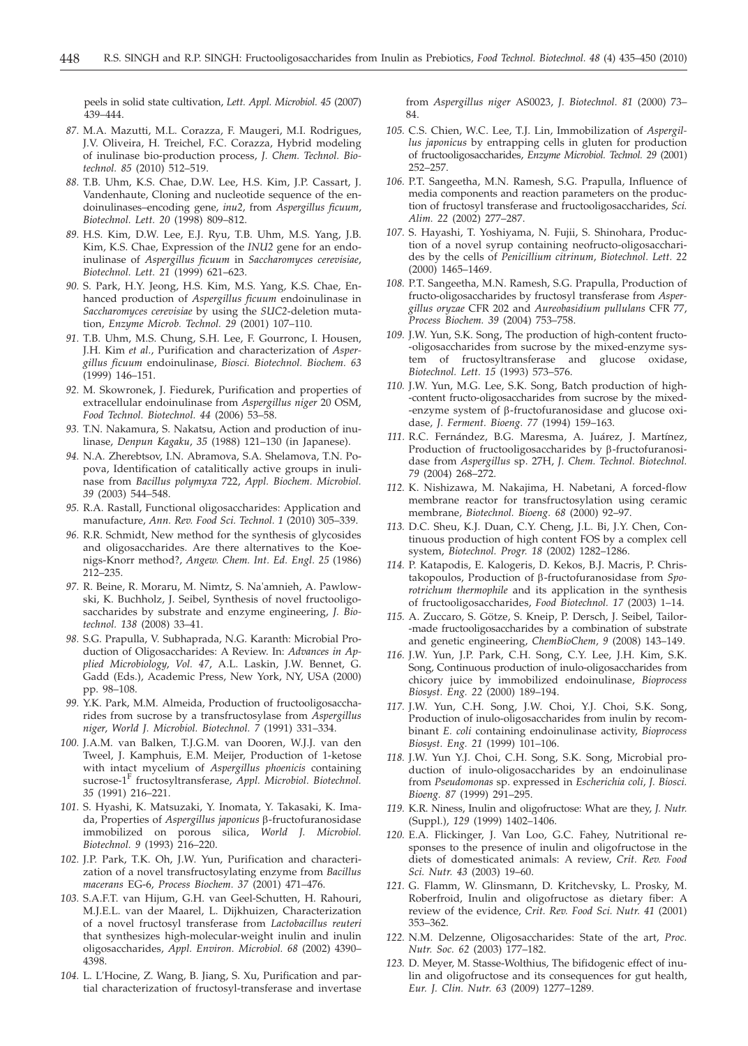peels in solid state cultivation, *Lett. Appl. Microbiol. 45* (2007) 439–444.

87. M.A. Mazutti, M.L. Corazza, F. Maugeri, M.I. Rodrigues, J.V. Oliveira, H. Treichel, F.C. Corazza, Hybrid modeling of inulinase bio-production process, *J. Chem. Technol. Biotechnol. 85* (2010) 512–519.

88. T.B. Uhm, K.S. Chae, D.W. Lee, H.S. Kim, J.P. Cassart, J. Vandenhaute, Cloning and nucleotide sequence of the endoinulinases–encoding gene, *inu2*, from *Aspergillus ficuum*, *Biotechnol. Lett. 20* (1998) 809–812.

89. H.S. Kim, D.W. Lee, E.J. Ryu, T.B. Uhm, M.S. Yang, J.B. Kim, K.S. Chae, Expression of the *INU2* gene for an endoinulinase of *Aspergillus ficuum* in *Saccharomyces cerevisiae*, *Biotechnol. Lett. 21* (1999) 621–623.

90. S. Park, H.Y. Jeong, H.S. Kim, M.S. Yang, K.S. Chae, Enhanced production of *Aspergillus ficuum* endoinulinase in *Saccharomyces cerevisiae* by using the *SUC2*-deletion mutation, *Enzyme Microb. Technol. 29* (2001) 107–110.

91. T.B. Uhm, M.S. Chung, S.H. Lee, F. Gourronc, I. Housen, J.H. Kim *et al.*, Purification and characterization of *Aspergillus ficuum* endoinulinase, *Biosci. Biotechnol. Biochem. 63* (1999) 146–151.

92. M. Skowronek, J. Fiedurek, Purification and properties of extracellular endoinulinase from *Aspergillus niger* 20 OSM, *Food Technol. Biotechnol. 44* (2006) 53–58.

93. T.N. Nakamura, S. Nakatsu, Action and production of inulinase, *Denpun Kagaku*, *35* (1988) 121–130 (in Japanese).

94. N.A. Zherebtsov, I.N. Abramova, S.A. Shelamova, T.N. Popova, Identification of catalitically active groups in inulinase from *Bacillus polymyxa* 722, *Appl. Biochem. Microbiol. 39* (2003) 544–548.

95. R.A. Rastall, Functional oligosaccharides: Application and manufacture, *Ann. Rev. Food Sci. Technol. 1* (2010) 305–339.

96. R.R. Schmidt, New method for the synthesis of glycosides and oligosaccharides. Are there alternatives to the Koenigs-Knorr method?, *Angew. Chem. Int. Ed. Engl. 25* (1986) 212–235.

97. R. Beine, R. Moraru, M. Nimtz, S. Na'amnieh, A. Pawlowski, K. Buchholz, J. Seibel, Synthesis of novel fructooligosaccharides by substrate and enzyme engineering, *J. Biotechnol. 138* (2008) 33–41.

98. S.G. Prapulla, V. Subhaprada, N.G. Karanth: Microbial Production of Oligosaccharides: A Review. In: *Advances in Applied Microbiology*, *Vol. 47*, A.L. Laskin, J.W. Bennet, G. Gadd (Eds.), Academic Press, New York, NY, USA (2000) pp. 98–108.

99. Y.K. Park, M.M. Almeida, Production of fructooligosaccharides from sucrose by a transfructosylase from *Aspergillus niger*, *World J. Microbiol. Biotechnol. 7* (1991) 331–334.

100. J.A.M. van Balken, T.J.G.M. van Dooren, W.J.J. van den Tweel, J. Kamphuis, E.M. Meijer, Production of 1-ketose with intact mycelium of *Aspergillus phoenicis* containing sucrose-$1^F$ fructosyltransferase, *Appl. Microbiol. Biotechnol. 35* (1991) 216–221.

101. S. Hyashi, K. Matsuzaki, Y. Inomata, Y. Takasaki, K. Imada, Properties of *Aspergillus japonicus* β-fructofuranosidase immobilized on porous silica, *World J. Microbiol. Biotechnol. 9* (1993) 216–220.

102. J.P. Park, T.K. Oh, J.W. Yun, Purification and characterization of a novel transfructosylating enzyme from *Bacillus macerans* EG-6, *Process Biochem. 37* (2001) 471–476.

103. S.A.F.T. van Hijum, G.H. van Geel-Schutten, H. Rahouri, M.J.E.L. van der Maarel, L. Dijkhuizen, Characterization of a novel fructosyl transferase from *Lactobacillus reuteri* that synthesizes high-molecular-weight inulin and inulin oligosaccharides, *Appl. Environ. Microbiol. 68* (2002) 4390–4398.

104. L. L'Hocine, Z. Wang, B. Jiang, S. Xu, Purification and partial characterization of fructosyl-transferase and invertase from *Aspergillus niger* AS0023, *J. Biotechnol. 81* (2000) 73–84.

105. C.S. Chien, W.C. Lee, T.J. Lin, Immobilization of *Aspergillus japonicus* by entrapping cells in gluten for production of fructooligosaccharides, *Enzyme Microbiol. Technol. 29* (2001) 252–257.

106. P.T. Sangeetha, M.N. Ramesh, S.G. Prapulla, Influence of media components and reaction parameters on the production of fructosyl transferase and fructooligosaccharides, *Sci. Alim. 22* (2002) 277–287.

107. S. Hayashi, T. Yoshiyama, N. Fujii, S. Shinohara, Production of a novel syrup containing neofructo-oligosaccharides by the cells of *Penicillium citrinum*, *Biotechnol. Lett. 22* (2000) 1465–1469.

108. P.T. Sangeetha, M.N. Ramesh, S.G. Prapulla, Production of fructo-oligosaccharides by fructosyl transferase from *Aspergillus oryzae* CFR 202 and *Aureobasidium pullulans* CFR 77, *Process Biochem. 39* (2004) 753–758.

109. J.W. Yun, S.K. Song, The production of high-content fructo-oligosaccharides from sucrose by the mixed-enzyme system of fructosyltransferase and glucose oxidase, *Biotechnol. Lett. 15* (1993) 573–576.

110. J.W. Yun, M.G. Lee, S.K. Song, Batch production of high-content fructo-oligosaccharides from sucrose by the mixed-enzyme system of β-fructofuranosidase and glucose oxidase, *J. Ferment. Bioeng. 77* (1994) 159–163.

111. R.C. Fernández, B.G. Maresma, A. Juárez, J. Martínez, Production of fructooligosaccharides by β-fructofuranosidase from *Aspergillus* sp. 27H, *J. Chem. Technol. Biotechnol. 79* (2004) 268–272.

112. K. Nishizawa, M. Nakajima, H. Nabetani, A forced-flow membrane reactor for transfructosylation using ceramic membrane, *Biotechnol. Bioeng. 68* (2000) 92–97.

113. D.C. Sheu, K.J. Duan, C.Y. Cheng, J.L. Bi, J.Y. Chen, Continuous production of high content FOS by a complex cell system, *Biotechnol. Progr. 18* (2002) 1282–1286.

114. P. Katapodis, E. Kalogeris, D. Kekos, B.J. Macris, P. Christakopoulos, Production of β-fructofuranosidase from *Sporotrichum thermophile* and its application in the synthesis of fructooligosaccharides, *Food Biotechnol. 17* (2003) 1–14.

115. A. Zuccaro, S. Götze, S. Kneip, P. Dersch, J. Seibel, Tailor-made fructooligosaccharides by a combination of substrate and genetic engineering, *ChemBioChem*, *9* (2008) 143–149.

116. J.W. Yun, J.P. Park, C.H. Song, C.Y. Lee, J.H. Kim, S.K. Song, Continuous production of inulo-oligosaccharides from chicory juice by immobilized endoinulinase, *Bioprocess Biosyst. Eng. 22* (2000) 189–194.

117. J.W. Yun, C.H. Song, J.W. Choi, Y.J. Choi, S.K. Song, Production of inulo-oligosaccharides from inulin by recombinant *E. coli* containing endoinulinase activity, *Bioprocess Biosyst. Eng. 21* (1999) 101–106.

118. J.W. Yun Y.J. Choi, C.H. Song, S.K. Song, Microbial production of inulo-oligosaccharides by an endoinulinase from *Pseudomonas* sp. expressed in *Escherichia coli*, *J. Biosci. Bioeng. 87* (1999) 291–295.

119. K.R. Niness, Inulin and oligofructose: What are they, *J. Nutr.* (Suppl.), *129* (1999) 1402–1406.

120. E.A. Flickinger, J. Van Loo, G.C. Fahey, Nutritional responses to the presence of inulin and oligofructose in the diets of domesticated animals: A review, *Crit. Rev. Food Sci. Nutr. 43* (2003) 19–60.

121. G. Flamm, W. Glinsmann, D. Kritchevsky, L. Prosky, M. Roberfroid, Inulin and oligofructose as dietary fiber: A review of the evidence, *Crit. Rev. Food Sci. Nutr. 41* (2001) 353–362.

122. N.M. Delzenne, Oligosaccharides: State of the art, *Proc. Nutr. Soc. 62* (2003) 177–182.

123. D. Meyer, M. Stasse-Wolthius, The bifidogenic effect of inulin and oligofructose and its consequences for gut health, *Eur. J. Clin. Nutr. 63* (2009) 1277–1289.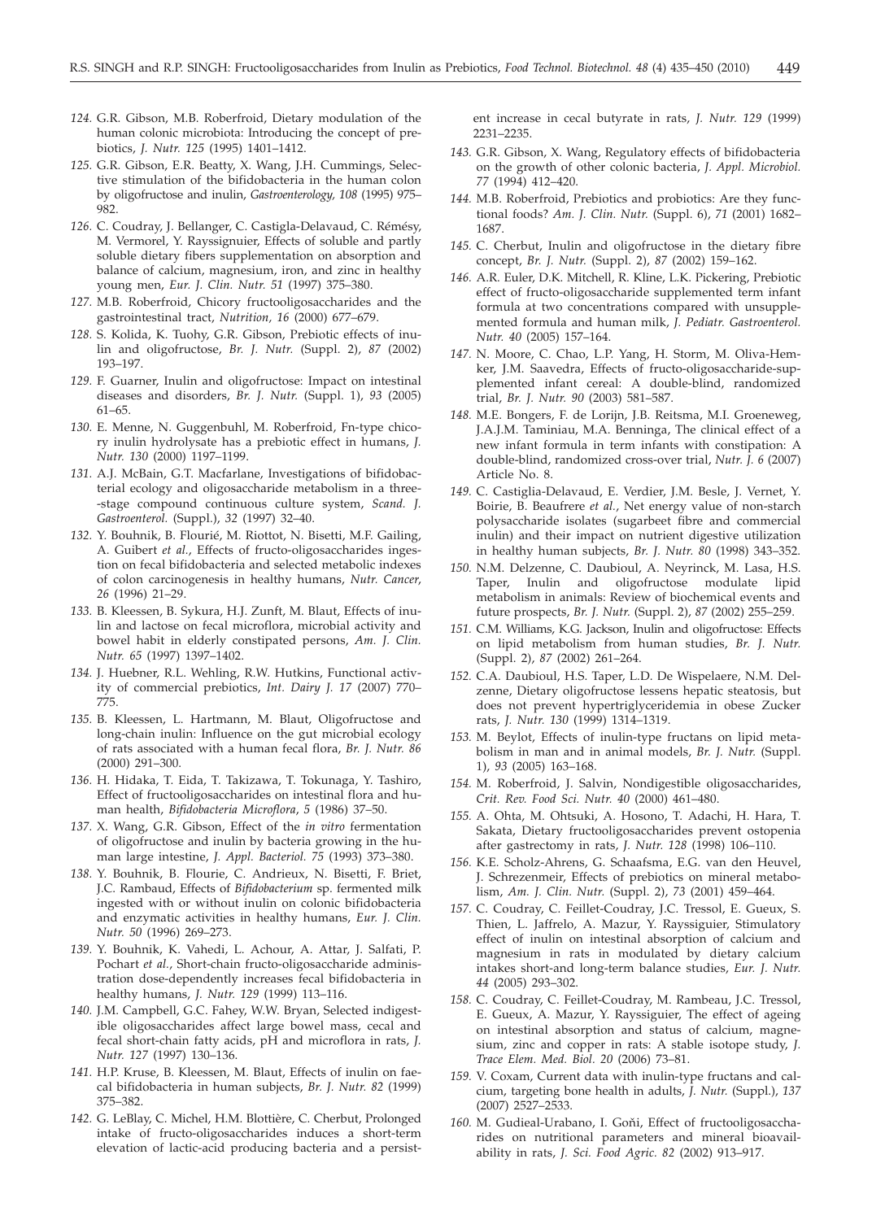*124.* G.R. Gibson, M.B. Roberfroid, Dietary modulation of the human colonic microbiota: Introducing the concept of prebiotics, *J. Nutr. 125* (1995) 1401–1412.

*125.* G.R. Gibson, E.R. Beatty, X. Wang, J.H. Cummings, Selective stimulation of the bifidobacteria in the human colon by oligofructose and inulin, *Gastroenterology*, *108* (1995) 975–982.

*126.* C. Coudray, J. Bellanger, C. Castigla-Delavaud, C. Rémésy, M. Vermorel, Y. Rayssignuier, Effects of soluble and partly soluble dietary fibers supplementation on absorption and balance of calcium, magnesium, iron, and zinc in healthy young men, *Eur. J. Clin. Nutr. 51* (1997) 375–380.

*127.* M.B. Roberfroid, Chicory fructooligosaccharides and the gastrointestinal tract, *Nutrition, 16* (2000) 677–679.

*128.* S. Kolida, K. Tuohy, G.R. Gibson, Prebiotic effects of inulin and oligofructose, *Br. J. Nutr.* (Suppl. 2), *87* (2002) 193–197.

*129.* F. Guarner, Inulin and oligofructose: Impact on intestinal diseases and disorders, *Br. J. Nutr.* (Suppl. 1), *93* (2005) 61–65.

*130.* E. Menne, N. Guggenbuhl, M. Roberfroid, Fn-type chicory inulin hydrolysate has a prebiotic effect in humans, *J. Nutr. 130* (2000) 1197–1199.

*131.* A.J. McBain, G.T. Macfarlane, Investigations of bifidobacterial ecology and oligosaccharide metabolism in a three-stage compound continuous culture system, *Scand. J. Gastroenterol.* (Suppl.), *32* (1997) 32–40.

*132.* Y. Bouhnik, B. Flourié, M. Riottot, N. Bisetti, M.F. Gailing, A. Guibert *et al.*, Effects of fructo-oligosaccharides ingestion on fecal bifidobacteria and selected metabolic indexes of colon carcinogenesis in healthy humans, *Nutr. Cancer*, *26* (1996) 21–29.

*133.* B. Kleessen, B. Sykura, H.J. Zunft, M. Blaut, Effects of inulin and lactose on fecal microflora, microbial activity and bowel habit in elderly constipated persons, *Am. J. Clin. Nutr. 65* (1997) 1397–1402.

*134.* J. Huebner, R.L. Wehling, R.W. Hutkins, Functional activity of commercial prebiotics, *Int. Dairy J. 17* (2007) 770–775.

*135.* B. Kleessen, L. Hartmann, M. Blaut, Oligofructose and long-chain inulin: Influence on the gut microbial ecology of rats associated with a human fecal flora, *Br. J. Nutr. 86* (2000) 291–300.

*136.* H. Hidaka, T. Eida, T. Takizawa, T. Tokunaga, Y. Tashiro, Effect of fructooligosaccharides on intestinal flora and human health, *Bifidobacteria Microflora*, *5* (1986) 37–50.

*137.* X. Wang, G.R. Gibson, Effect of the *in vitro* fermentation of oligofructose and inulin by bacteria growing in the human large intestine, *J. Appl. Bacteriol. 75* (1993) 373–380.

*138.* Y. Bouhnik, B. Flourie, C. Andrieux, N. Bisetti, F. Briet, J.C. Rambaud, Effects of *Bifidobacterium* sp. fermented milk ingested with or without inulin on colonic bifidobacteria and enzymatic activities in healthy humans, *Eur. J. Clin. Nutr. 50* (1996) 269–273.

*139.* Y. Bouhnik, K. Vahedi, L. Achour, A. Attar, J. Salfati, P. Pochart *et al.*, Short-chain fructo-oligosaccharide administration dose-dependently increases fecal bifidobacteria in healthy humans, *J. Nutr. 129* (1999) 113–116.

*140.* J.M. Campbell, G.C. Fahey, W.W. Bryan, Selected indigestible oligosaccharides affect large bowel mass, cecal and fecal short-chain fatty acids, pH and microflora in rats, *J. Nutr. 127* (1997) 130–136.

*141.* H.P. Kruse, B. Kleessen, M. Blaut, Effects of inulin on faecal bifidobacteria in human subjects, *Br. J. Nutr. 82* (1999) 375–382.

*142.* G. LeBlay, C. Michel, H.M. Blottière, C. Cherbut, Prolonged intake of fructo-oligosaccharides induces a short-term elevation of lactic-acid producing bacteria and a persistent increase in cecal butyrate in rats, *J. Nutr. 129* (1999) 2231–2235.

*143.* G.R. Gibson, X. Wang, Regulatory effects of bifidobacteria on the growth of other colonic bacteria, *J. Appl. Microbiol. 77* (1994) 412–420.

*144.* M.B. Roberfroid, Prebiotics and probiotics: Are they functional foods? *Am. J. Clin. Nutr.* (Suppl. 6), *71* (2001) 1682–1687.

*145.* C. Cherbut, Inulin and oligofructose in the dietary fibre concept, *Br. J. Nutr.* (Suppl. 2), *87* (2002) 159–162.

*146.* A.R. Euler, D.K. Mitchell, R. Kline, L.K. Pickering, Prebiotic effect of fructo-oligosaccharide supplemented term infant formula at two concentrations compared with unsupplemented formula and human milk, *J. Pediatr. Gastroenterol. Nutr. 40* (2005) 157–164.

*147.* N. Moore, C. Chao, L.P. Yang, H. Storm, M. Oliva-Hemker, J.M. Saavedra, Effects of fructo-oligosaccharide-supplemented infant cereal: A double-blind, randomized trial, *Br. J. Nutr. 90* (2003) 581–587.

*148.* M.E. Bongers, F. de Lorijn, J.B. Reitsma, M.I. Groeneweg, J.A.J.M. Taminiau, M.A. Benninga, The clinical effect of a new infant formula in term infants with constipation: A double-blind, randomized cross-over trial, *Nutr. J. 6* (2007) Article No. 8.

*149.* C. Castiglia-Delavaud, E. Verdier, J.M. Besle, J. Vernet, Y. Boirie, B. Beaufrere *et al.*, Net energy value of non-starch polysaccharide isolates (sugarbeet fibre and commercial inulin) and their impact on nutrient digestive utilization in healthy human subjects, *Br. J. Nutr. 80* (1998) 343–352.

*150.* N.M. Delzenne, C. Daubioul, A. Neyrinck, M. Lasa, H.S. Taper, Inulin and oligofructose modulate lipid metabolism in animals: Review of biochemical events and future prospects, *Br. J. Nutr.* (Suppl. 2), *87* (2002) 255–259.

*151.* C.M. Williams, K.G. Jackson, Inulin and oligofructose: Effects on lipid metabolism from human studies, *Br. J. Nutr.* (Suppl. 2), *87* (2002) 261–264.

*152.* C.A. Daubioul, H.S. Taper, L.D. De Wispelaere, N.M. Delzenne, Dietary oligofructose lessens hepatic steatosis, but does not prevent hypertriglyceridemia in obese Zucker rats, *J. Nutr. 130* (1999) 1314–1319.

*153.* M. Beylot, Effects of inulin-type fructans on lipid metabolism in man and in animal models, *Br. J. Nutr.* (Suppl. 1), *93* (2005) 163–168.

*154.* M. Roberfroid, J. Salvin, Nondigestible oligosaccharides, *Crit. Rev. Food Sci. Nutr. 40* (2000) 461–480.

*155.* A. Ohta, M. Ohtsuki, A. Hosono, T. Adachi, H. Hara, T. Sakata, Dietary fructooligosaccharides prevent ostopenia after gastrectomy in rats, *J. Nutr. 128* (1998) 106–110.

*156.* K.E. Scholz-Ahrens, G. Schaafsma, E.G. van den Heuvel, J. Schrezenmeir, Effects of prebiotics on mineral metabolism, *Am. J. Clin. Nutr.* (Suppl. 2), *73* (2001) 459–464.

*157.* C. Coudray, C. Feillet-Coudray, J.C. Tressol, E. Gueux, S. Thien, L. Jaffrelo, A. Mazur, Y. Rayssiguier, Stimulatory effect of inulin on intestinal absorption of calcium and magnesium in rats in modulated by dietary calcium intakes short-and long-term balance studies, *Eur. J. Nutr. 44* (2005) 293–302.

*158.* C. Coudray, C. Feillet-Coudray, M. Rambeau, J.C. Tressol, E. Gueux, A. Mazur, Y. Rayssiguier, The effect of ageing on intestinal absorption and status of calcium, magnesium, zinc and copper in rats: A stable isotope study, *J. Trace Elem. Med. Biol. 20* (2006) 73–81.

*159.* V. Coxam, Current data with inulin-type fructans and calcium, targeting bone health in adults, *J. Nutr.* (Suppl.), *137* (2007) 2527–2533.

*160.* M. Gudieal-Urabano, I. Goñi, Effect of fructooligosaccharides on nutritional parameters and mineral bioavailability in rats, *J. Sci. Food Agric. 82* (2002) 913–917.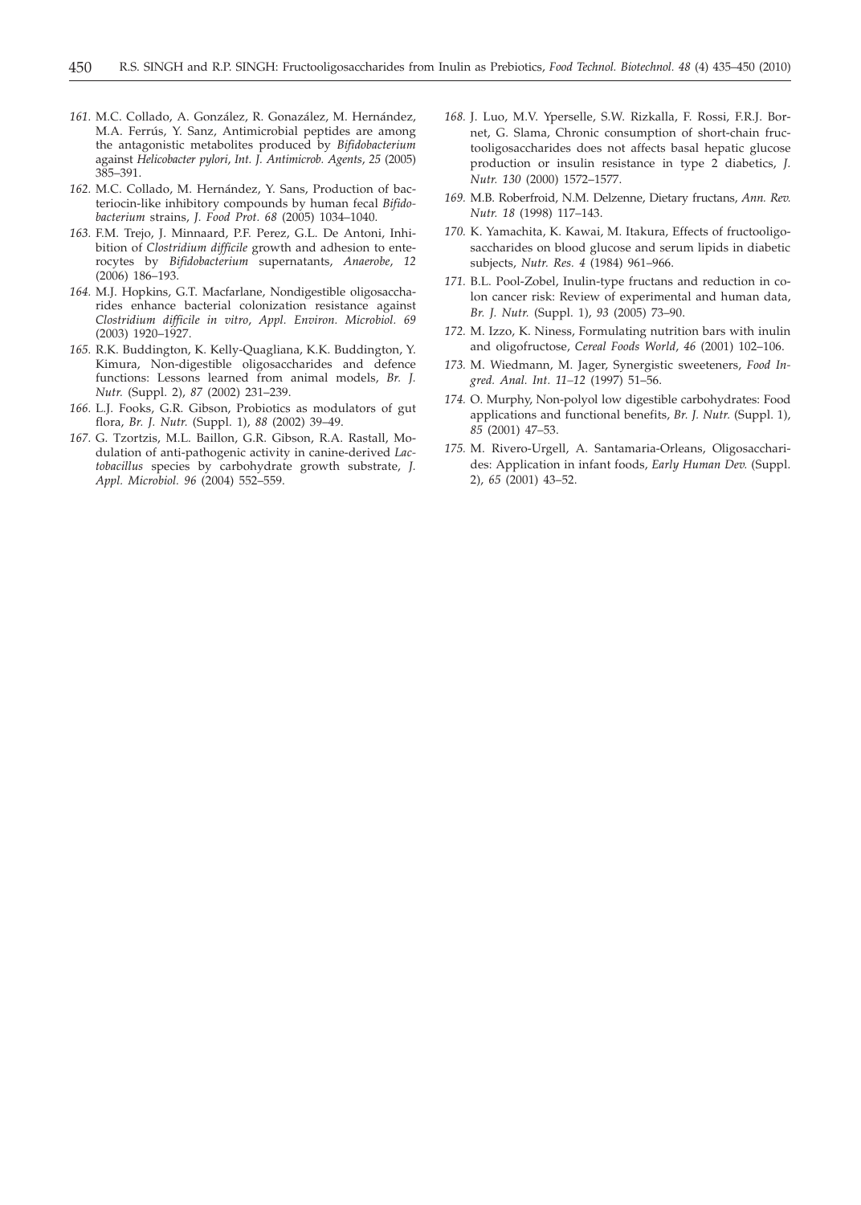*161.* M.C. Collado, A. González, R. Gonazález, M. Hernández, M.A. Ferrús, Y. Sanz, Antimicrobial peptides are among the antagonistic metabolites produced by *Bifidobacterium* against *Helicobacter pylori*, *Int. J. Antimicrob. Agents*, *25* (2005) 385–391.

*162.* M.C. Collado, M. Hernández, Y. Sans, Production of bacteriocin-like inhibitory compounds by human fecal *Bifidobacterium* strains, *J. Food Prot. 68* (2005) 1034–1040.

*163.* F.M. Trejo, J. Minnaard, P.F. Perez, G.L. De Antoni, Inhibition of *Clostridium difficile* growth and adhesion to enterocytes by *Bifidobacterium* supernatants, *Anaerobe*, *12* (2006) 186–193.

*164.* M.J. Hopkins, G.T. Macfarlane, Nondigestible oligosaccharides enhance bacterial colonization resistance against *Clostridium difficile in vitro*, *Appl. Environ. Microbiol. 69* (2003) 1920–1927.

*165.* R.K. Buddington, K. Kelly-Quagliana, K.K. Buddington, Y. Kimura, Non-digestible oligosaccharides and defence functions: Lessons learned from animal models, *Br. J. Nutr.* (Suppl. 2), *87* (2002) 231–239.

*166.* L.J. Fooks, G.R. Gibson, Probiotics as modulators of gut flora, *Br. J. Nutr.* (Suppl. 1), *88* (2002) 39–49.

*167.* G. Tzortzis, M.L. Baillon, G.R. Gibson, R.A. Rastall, Modulation of anti-pathogenic activity in canine-derived *Lactobacillus* species by carbohydrate growth substrate, *J. Appl. Microbiol. 96* (2004) 552–559.

*168.* J. Luo, M.V. Yperselle, S.W. Rizkalla, F. Rossi, F.R.J. Bornet, G. Slama, Chronic consumption of short-chain fructooligosaccharides does not affects basal hepatic glucose production or insulin resistance in type 2 diabetics, *J. Nutr. 130* (2000) 1572–1577.

*169.* M.B. Roberfroid, N.M. Delzenne, Dietary fructans, *Ann. Rev. Nutr. 18* (1998) 117–143.

*170.* K. Yamachita, K. Kawai, M. Itakura, Effects of fructooligosaccharides on blood glucose and serum lipids in diabetic subjects, *Nutr. Res. 4* (1984) 961–966.

*171.* B.L. Pool-Zobel, Inulin-type fructans and reduction in colon cancer risk: Review of experimental and human data, *Br. J. Nutr.* (Suppl. 1), *93* (2005) 73–90.

*172.* M. Izzo, K. Niness, Formulating nutrition bars with inulin and oligofructose, *Cereal Foods World*, *46* (2001) 102–106.

*173.* M. Wiedmann, M. Jager, Synergistic sweeteners, *Food Ingred. Anal. Int. 11–12* (1997) 51–56.

*174.* O. Murphy, Non-polyol low digestible carbohydrates: Food applications and functional benefits, *Br. J. Nutr.* (Suppl. 1), *85* (2001) 47–53.

*175.* M. Rivero-Urgell, A. Santamaria-Orleans, Oligosaccharides: Application in infant foods, *Early Human Dev.* (Suppl. 2), *65* (2001) 43–52.